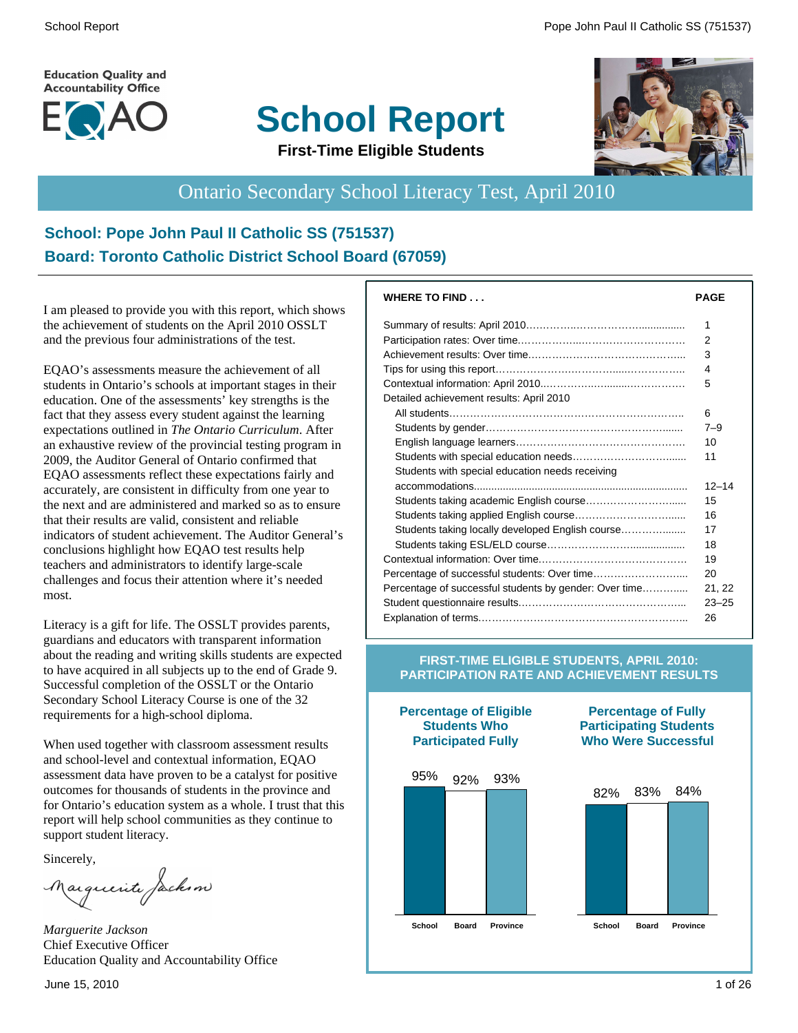Education Quality and Accountability Office

EQAO

# School Report

**First-Time Eligible Students**

## Ontario Secondary School Literacy Test, April 2010

### School: Pope John Paul II Catholic SS (751537)
### Board: Toronto Catholic District School Board (67059)

I am pleased to provide you with this report, which shows the achievement of students on the April 2010 OSSLT and the previous four administrations of the test.

EQAO's assessments measure the achievement of all students in Ontario's schools at important stages in their education. One of the assessments' key strengths is the fact that they assess every student against the learning expectations outlined in *The Ontario Curriculum*. After an exhaustive review of the provincial testing program in 2009, the Auditor General of Ontario confirmed that EQAO assessments reflect these expectations fairly and accurately, are consistent in difficulty from one year to the next and are administered and marked so as to ensure that their results are valid, consistent and reliable indicators of student achievement. The Auditor General's conclusions highlight how EQAO test results help teachers and administrators to identify large-scale challenges and focus their attention where it's needed most.

Literacy is a gift for life. The OSSLT provides parents, guardians and educators with transparent information about the reading and writing skills students are expected to have acquired in all subjects up to the end of Grade 9. Successful completion of the OSSLT or the Ontario Secondary School Literacy Course is one of the 32 requirements for a high-school diploma.

When used together with classroom assessment results and school-level and contextual information, EQAO assessment data have proven to be a catalyst for positive outcomes for thousands of students in the province and for Ontario's education system as a whole. I trust that this report will help school communities as they continue to support student literacy.

Sincerely,

*Marguerite Jackson*
Chief Executive Officer
Education Quality and Accountability Office

June 15, 2010

| WHERE TO FIND . . . | PAGE |
|---|---|
| Summary of results: April 2010 | 1 |
| Participation rates: Over time | 2 |
| Achievement results: Over time | 3 |
| Tips for using this report | 4 |
| Contextual information: April 2010 | 5 |
| Detailed achievement results: April 2010 | |
| All students | 6 |
| Students by gender | 7–9 |
| English language learners | 10 |
| Students with special education needs | 11 |
| Students with special education needs receiving accommodations | 12–14 |
| Students taking academic English course | 15 |
| Students taking applied English course | 16 |
| Students taking locally developed English course | 17 |
| Students taking ESL/ELD course | 18 |
| Contextual information: Over time | 19 |
| Percentage of successful students: Over time | 20 |
| Percentage of successful students by gender: Over time | 21, 22 |
| Student questionnaire results | 23–25 |
| Explanation of terms | 26 |

**FIRST-TIME ELIGIBLE STUDENTS, APRIL 2010: PARTICIPATION RATE AND ACHIEVEMENT RESULTS**

**Percentage of Eligible Students Who Participated Fully**

| School | Board | Province |
|---|---|---|
| 95% | 92% | 93% |

**Percentage of Fully Participating Students Who Were Successful**

| School | Board | Province |
|---|---|---|
| 82% | 83% | 84% |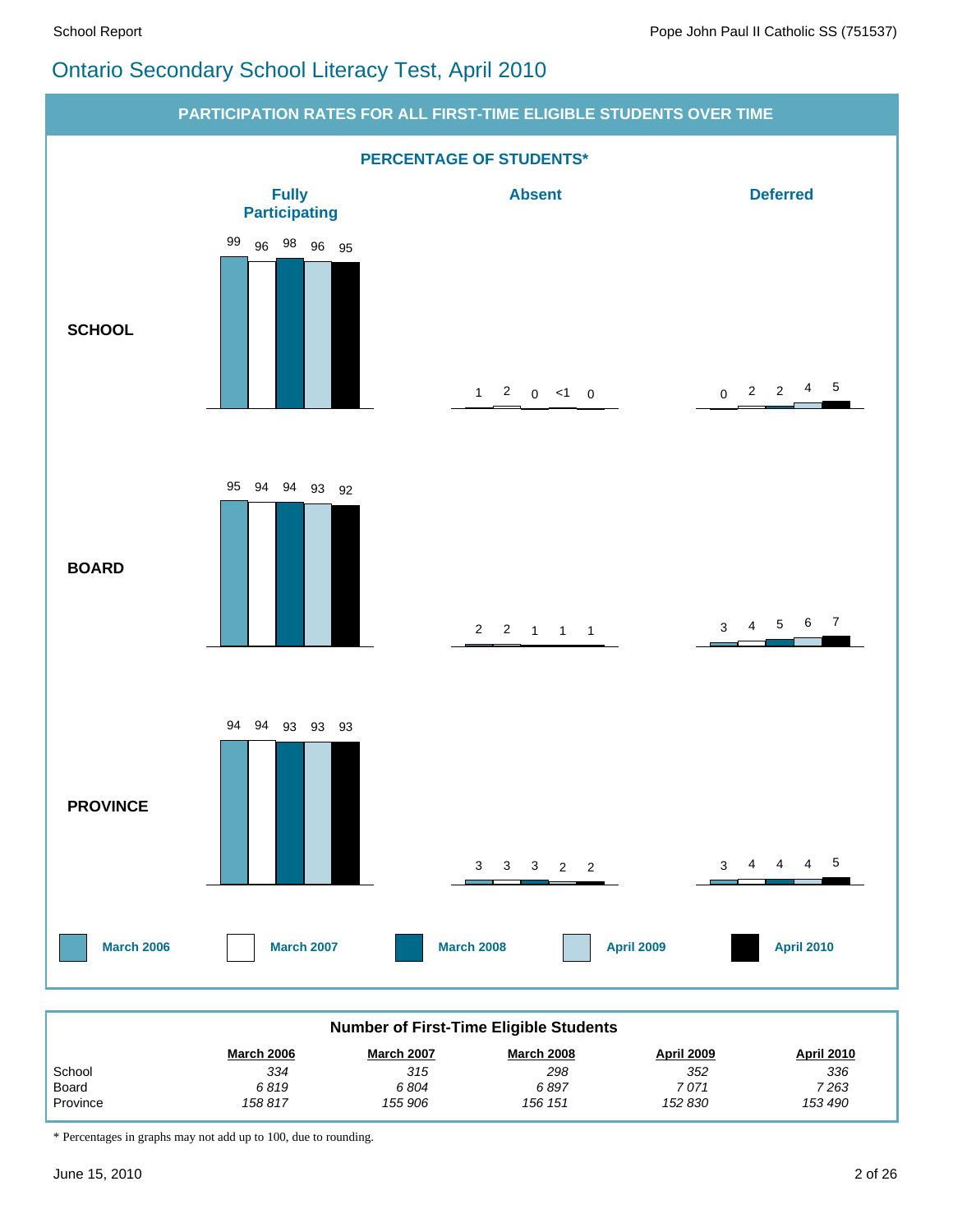# Ontario Secondary School Literacy Test, April 2010

## PARTICIPATION RATES FOR ALL FIRST-TIME ELIGIBLE STUDENTS OVER TIME

### PERCENTAGE OF STUDENTS*

**SCHOOL**

| | March 2006 | March 2007 | March 2008 | April 2009 | April 2010 |
|---|---|---|---|---|---|
| Fully Participating | 99 | 96 | 98 | 96 | 95 |
| Absent | 1 | 2 | 0 | <1 | 0 |
| Deferred | 0 | 2 | 2 | 4 | 5 |

**BOARD**

| | March 2006 | March 2007 | March 2008 | April 2009 | April 2010 |
|---|---|---|---|---|---|
| Fully Participating | 95 | 94 | 94 | 93 | 92 |
| Absent | 2 | 2 | 1 | 1 | 1 |
| Deferred | 3 | 4 | 5 | 6 | 7 |

**PROVINCE**

| | March 2006 | March 2007 | March 2008 | April 2009 | April 2010 |
|---|---|---|---|---|---|
| Fully Participating | 94 | 94 | 93 | 93 | 93 |
| Absent | 3 | 3 | 3 | 2 | 2 |
| Deferred | 3 | 4 | 4 | 4 | 5 |

**Number of First-Time Eligible Students**

| | March 2006 | March 2007 | March 2008 | April 2009 | April 2010 |
|---|---|---|---|---|---|
| School | 334 | 315 | 298 | 352 | 336 |
| Board | 6 819 | 6 804 | 6 897 | 7 071 | 7 263 |
| Province | 158 817 | 155 906 | 156 151 | 152 830 | 153 490 |

* Percentages in graphs may not add up to 100, due to rounding.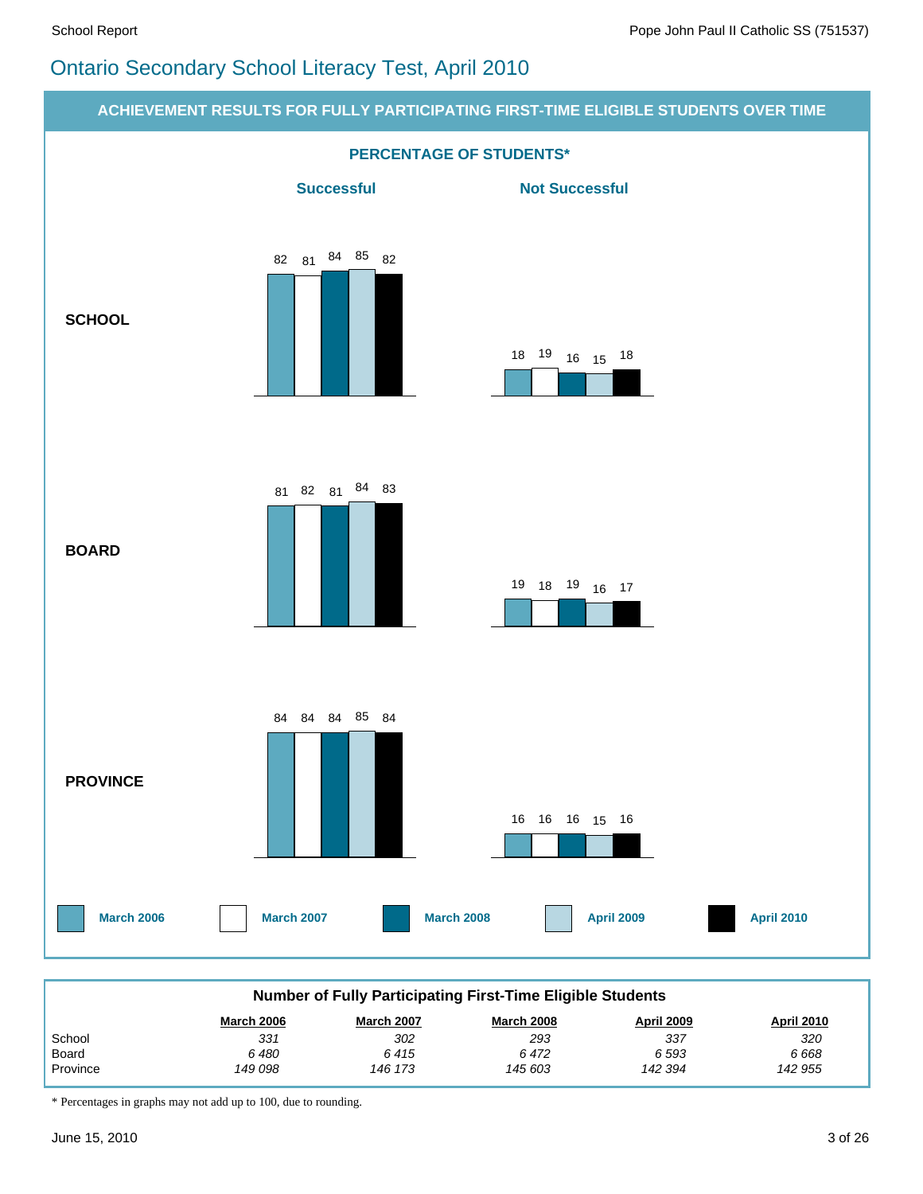# Ontario Secondary School Literacy Test, April 2010

## ACHIEVEMENT RESULTS FOR FULLY PARTICIPATING FIRST-TIME ELIGIBLE STUDENTS OVER TIME

### PERCENTAGE OF STUDENTS*

| | Successful | | | | | Not Successful | | | | |
|---|---|---|---|---|---|---|---|---|---|---|
| | March 2006 | March 2007 | March 2008 | April 2009 | April 2010 | March 2006 | March 2007 | March 2008 | April 2009 | April 2010 |
| **SCHOOL** | 82 | 81 | 84 | 85 | 82 | 18 | 19 | 16 | 15 | 18 |
| **BOARD** | 81 | 82 | 81 | 84 | 83 | 19 | 18 | 19 | 16 | 17 |
| **PROVINCE** | 84 | 84 | 84 | 85 | 84 | 16 | 16 | 16 | 15 | 16 |

### Number of Fully Participating First-Time Eligible Students

| | March 2006 | March 2007 | March 2008 | April 2009 | April 2010 |
|---|---|---|---|---|---|
| School | *331* | *302* | *293* | *337* | *320* |
| Board | *6 480* | *6 415* | *6 472* | *6 593* | *6 668* |
| Province | *149 098* | *146 173* | *145 603* | *142 394* | *142 955* |

* Percentages in graphs may not add up to 100, due to rounding.

June 15, 2010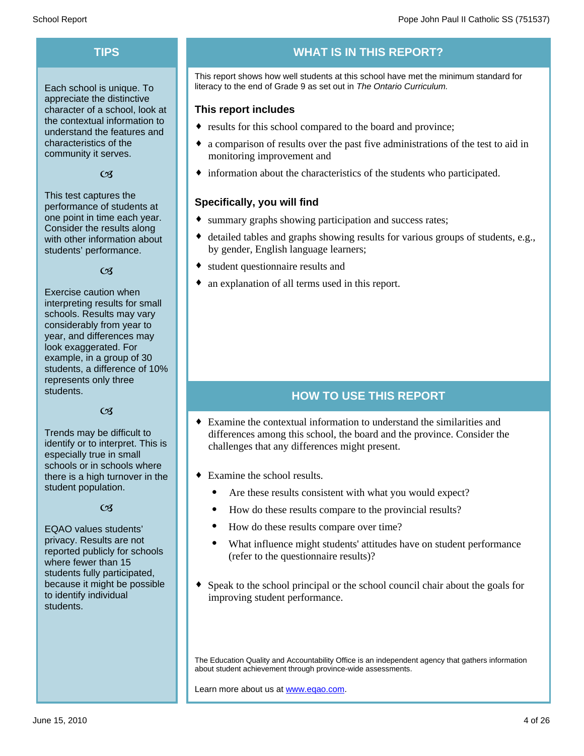## TIPS

Each school is unique. To appreciate the distinctive character of a school, look at the contextual information to understand the features and characteristics of the community it serves.

This test captures the performance of students at one point in time each year. Consider the results along with other information about students' performance.

Exercise caution when interpreting results for small schools. Results may vary considerably from year to year, and differences may look exaggerated. For example, in a group of 30 students, a difference of 10% represents only three students.

Trends may be difficult to identify or to interpret. This is especially true in small schools or in schools where there is a high turnover in the student population.

EQAO values students' privacy. Results are not reported publicly for schools where fewer than 15 students fully participated, because it might be possible to identify individual students.

## WHAT IS IN THIS REPORT?

This report shows how well students at this school have met the minimum standard for literacy to the end of Grade 9 as set out in *The Ontario Curriculum.*

### This report includes

- results for this school compared to the board and province;
- a comparison of results over the past five administrations of the test to aid in monitoring improvement and
- information about the characteristics of the students who participated.

### Specifically, you will find

- summary graphs showing participation and success rates;
- detailed tables and graphs showing results for various groups of students, e.g., by gender, English language learners;
- student questionnaire results and
- an explanation of all terms used in this report.

## HOW TO USE THIS REPORT

- Examine the contextual information to understand the similarities and differences among this school, the board and the province. Consider the challenges that any differences might present.
- Examine the school results.
  - Are these results consistent with what you would expect?
  - How do these results compare to the provincial results?
  - How do these results compare over time?
  - What influence might students' attitudes have on student performance (refer to the questionnaire results)?
- Speak to the school principal or the school council chair about the goals for improving student performance.

The Education Quality and Accountability Office is an independent agency that gathers information about student achievement through province-wide assessments.

Learn more about us at [www.eqao.com](http://www.eqao.com).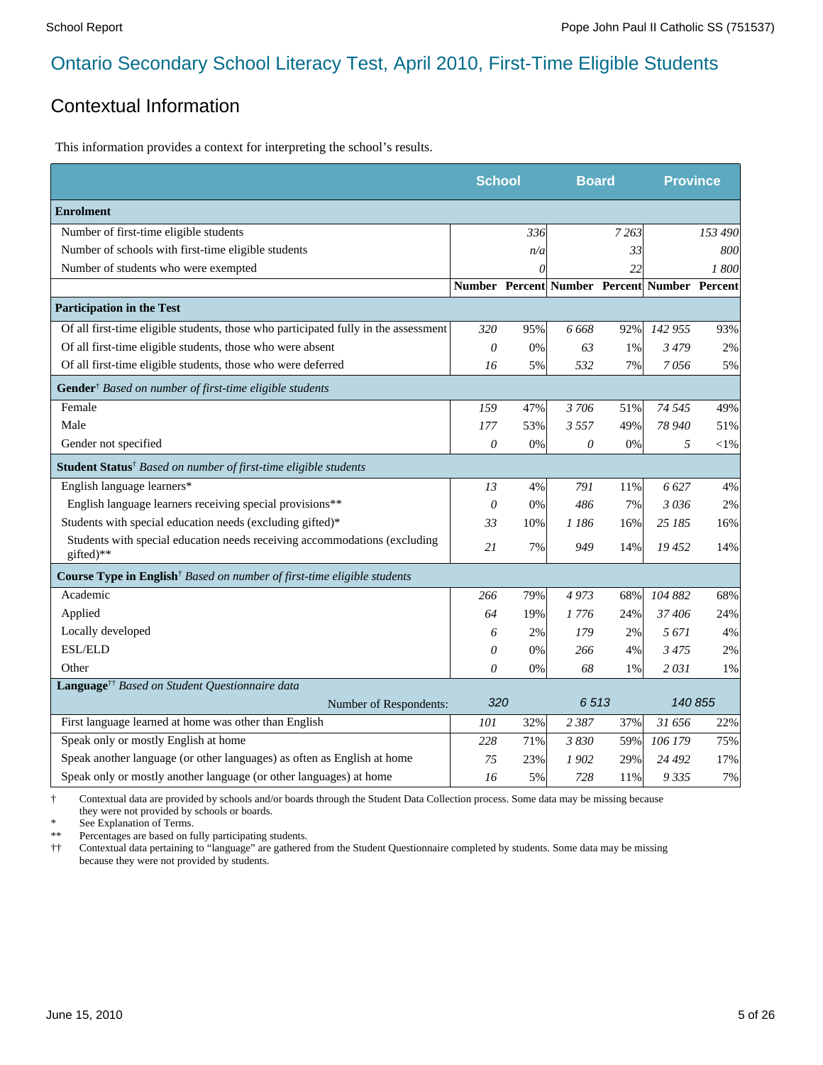# Ontario Secondary School Literacy Test, April 2010, First-Time Eligible Students

## Contextual Information

This information provides a context for interpreting the school's results.

| | School | | Board | | Province | |
|---|---|---|---|---|---|---|
| **Enrolment** | | | | | | |
| Number of first-time eligible students | | *336* | | *7 263* | | *153 490* |
| Number of schools with first-time eligible students | | *n/a* | | *33* | | *800* |
| Number of students who were exempted | | *0* | | *22* | | *1 800* |
| | **Number** | **Percent** | **Number** | **Percent** | **Number** | **Percent** |
| **Participation in the Test** | | | | | | |
| Of all first-time eligible students, those who participated fully in the assessment | *320* | 95% | *6 668* | 92% | *142 955* | 93% |
| Of all first-time eligible students, those who were absent | *0* | 0% | *63* | 1% | *3 479* | 2% |
| Of all first-time eligible students, those who were deferred | *16* | 5% | *532* | 7% | *7 056* | 5% |
| **Gender**† *Based on number of first-time eligible students* | | | | | | |
| Female | *159* | 47% | *3 706* | 51% | *74 545* | 49% |
| Male | *177* | 53% | *3 557* | 49% | *78 940* | 51% |
| Gender not specified | *0* | 0% | *0* | 0% | *5* | <1% |
| **Student Status**† *Based on number of first-time eligible students* | | | | | | |
| English language learners* | *13* | 4% | *791* | 11% | *6 627* | 4% |
| English language learners receiving special provisions** | *0* | 0% | *486* | 7% | *3 036* | 2% |
| Students with special education needs (excluding gifted)* | *33* | 10% | *1 186* | 16% | *25 185* | 16% |
| Students with special education needs receiving accommodations (excluding gifted)** | *21* | 7% | *949* | 14% | *19 452* | 14% |
| **Course Type in English**† *Based on number of first-time eligible students* | | | | | | |
| Academic | *266* | 79% | *4 973* | 68% | *104 882* | 68% |
| Applied | *64* | 19% | *1 776* | 24% | *37 406* | 24% |
| Locally developed | *6* | 2% | *179* | 2% | *5 671* | 4% |
| ESL/ELD | *0* | 0% | *266* | 4% | *3 475* | 2% |
| Other | *0* | 0% | *68* | 1% | *2 031* | 1% |
| **Language**†† *Based on Student Questionnaire data* | | | | | | |
| Number of Respondents: | *320* | | *6 513* | | *140 855* | |
| First language learned at home was other than English | *101* | 32% | *2 387* | 37% | *31 656* | 22% |
| Speak only or mostly English at home | *228* | 71% | *3 830* | 59% | *106 179* | 75% |
| Speak another language (or other languages) as often as English at home | *75* | 23% | *1 902* | 29% | *24 492* | 17% |
| Speak only or mostly another language (or other languages) at home | *16* | 5% | *728* | 11% | *9 335* | 7% |

† Contextual data are provided by schools and/or boards through the Student Data Collection process. Some data may be missing because they were not provided by schools or boards.
\* See Explanation of Terms.
** Percentages are based on fully participating students.
†† Contextual data pertaining to "language" are gathered from the Student Questionnaire completed by students. Some data may be missing because they were not provided by students.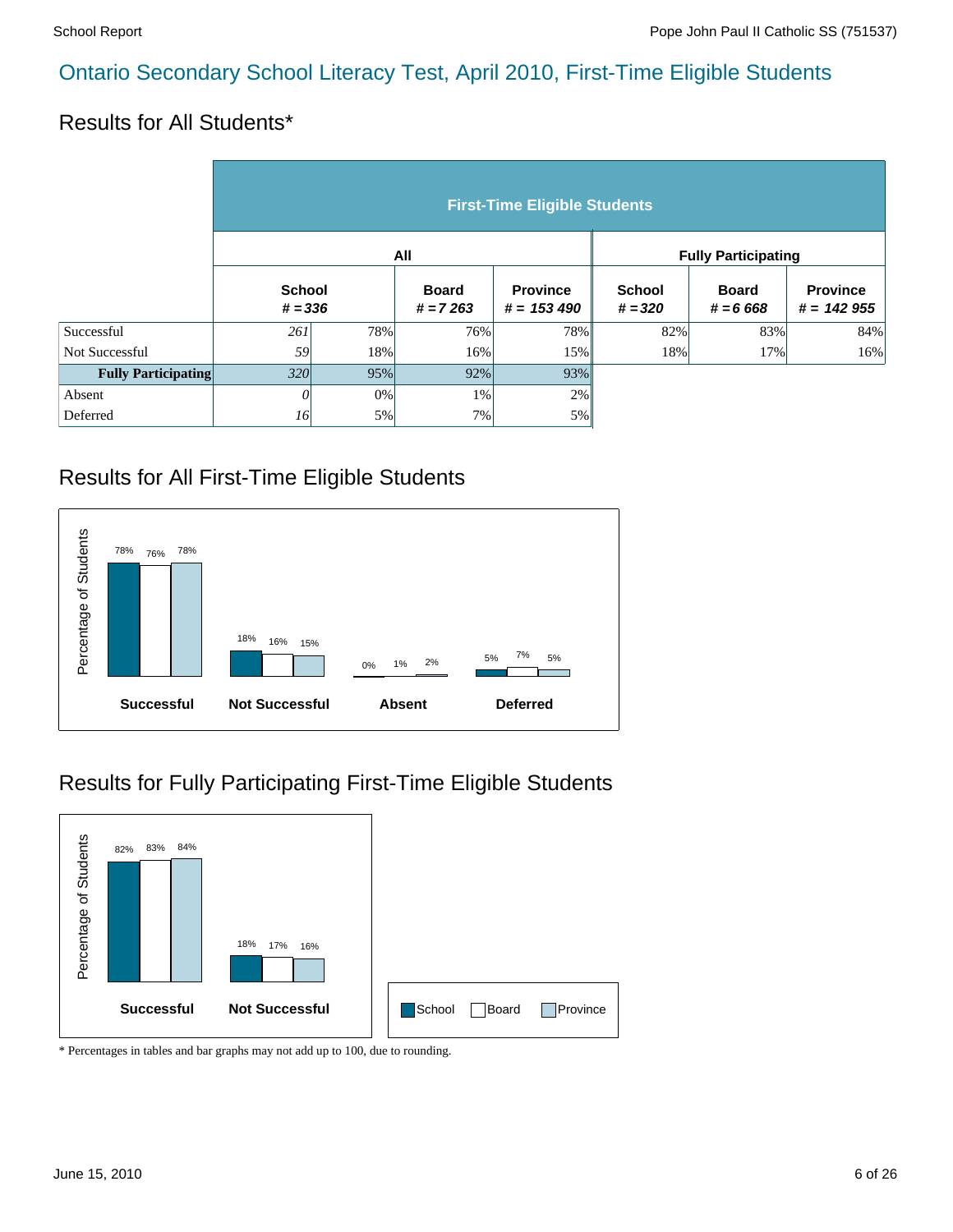# Ontario Secondary School Literacy Test, April 2010, First-Time Eligible Students

## Results for All Students*

| | First-Time Eligible Students | | | | | | |
|---|---|---|---|---|---|---|---|
| | All | | | | Fully Participating | | |
| | School *# = 336* | | Board *# = 7 263* | Province *# = 153 490* | School *# = 320* | Board *# = 6 668* | Province *# = 142 955* |
| Successful | *261* | 78% | 76% | 78% | 82% | 83% | 84% |
| Not Successful | *59* | 18% | 16% | 15% | 18% | 17% | 16% |
| **Fully Participating** | *320* | 95% | 92% | 93% | | | |
| Absent | *0* | 0% | 1% | 2% | | | |
| Deferred | *16* | 5% | 7% | 5% | | | |

## Results for All First-Time Eligible Students

| Percentage of Students | School | Board | Province |
|---|---|---|---|
| Successful | 78% | 76% | 78% |
| Not Successful | 18% | 16% | 15% |
| Absent | 0% | 1% | 2% |
| Deferred | 5% | 7% | 5% |

## Results for Fully Participating First-Time Eligible Students

| Percentage of Students | School | Board | Province |
|---|---|---|---|
| Successful | 82% | 83% | 84% |
| Not Successful | 18% | 17% | 16% |

\* Percentages in tables and bar graphs may not add up to 100, due to rounding.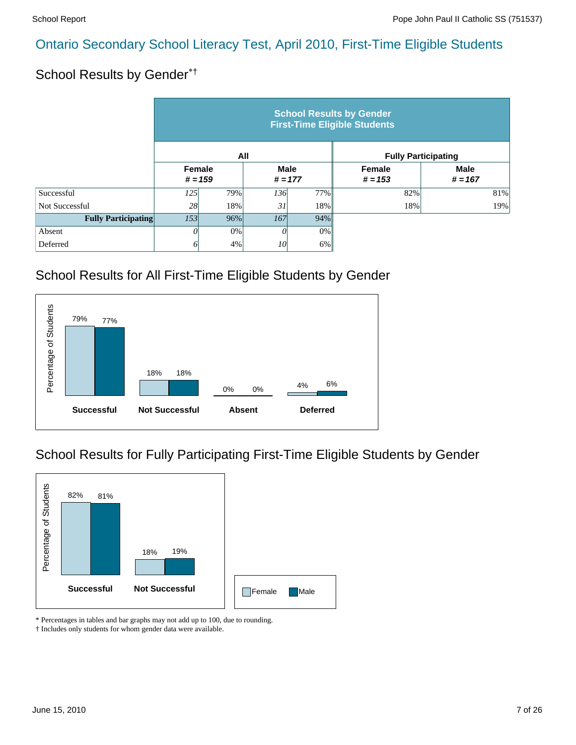# Ontario Secondary School Literacy Test, April 2010, First-Time Eligible Students

## School Results by Gender*†

| | School Results by Gender First-Time Eligible Students | | | | | |
|---|---|---|---|---|---|---|
| | All | | | | Fully Participating | |
| | Female # = 159 | | Male # = 177 | | Female # = 153 | Male # = 167 |
| Successful | 125 | 79% | 136 | 77% | 82% | 81% |
| Not Successful | 28 | 18% | 31 | 18% | 18% | 19% |
| **Fully Participating** | 153 | 96% | 167 | 94% | | |
| Absent | 0 | 0% | 0 | 0% | | |
| Deferred | 6 | 4% | 10 | 6% | | |

## School Results for All First-Time Eligible Students by Gender

| Percentage of Students | Female | Male |
|---|---|---|
| **Successful** | 79% | 77% |
| **Not Successful** | 18% | 18% |
| **Absent** | 0% | 0% |
| **Deferred** | 4% | 6% |

## School Results for Fully Participating First-Time Eligible Students by Gender

| Percentage of Students | Female | Male |
|---|---|---|
| **Successful** | 82% | 81% |
| **Not Successful** | 18% | 19% |

\* Percentages in tables and bar graphs may not add up to 100, due to rounding.
† Includes only students for whom gender data were available.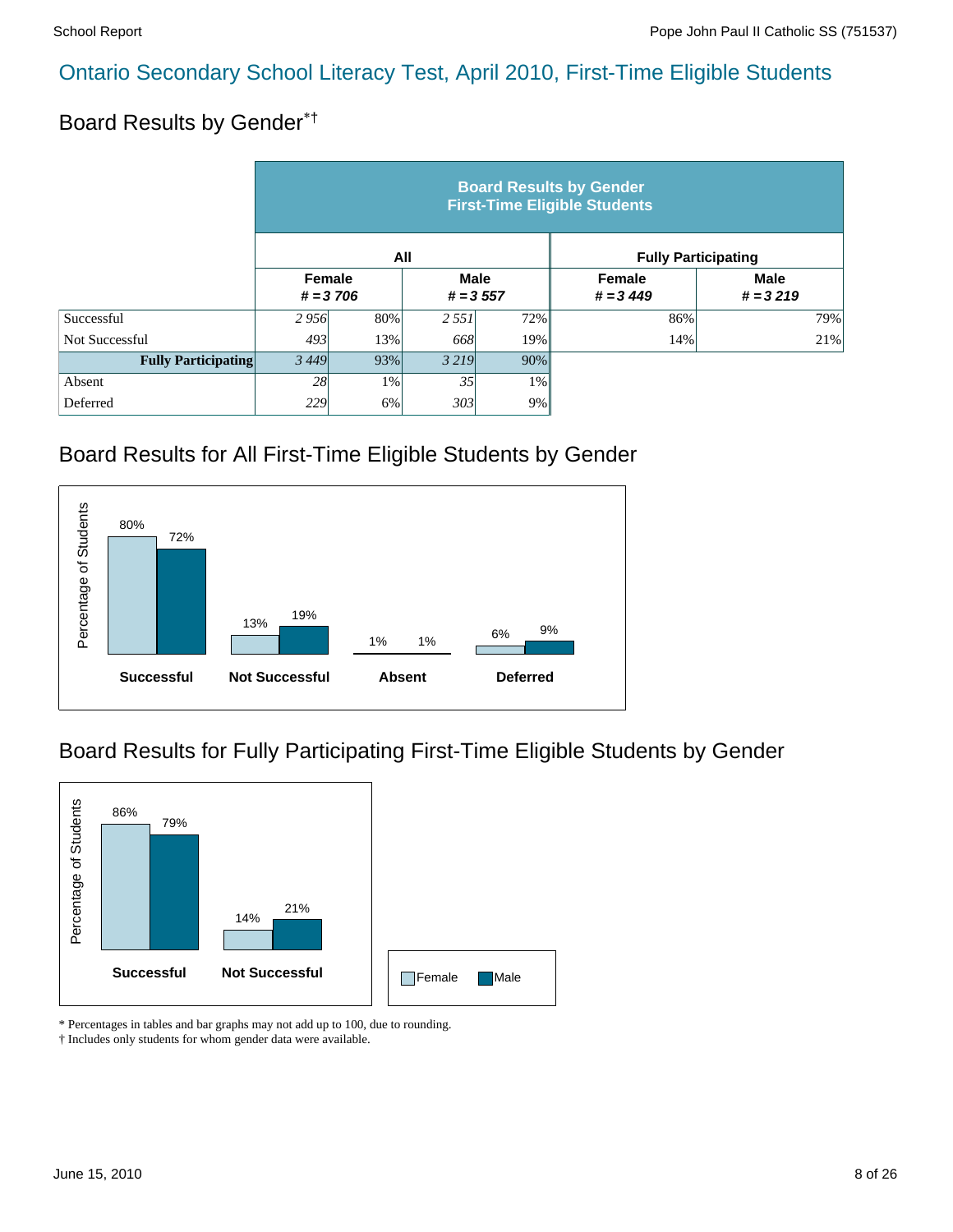## Ontario Secondary School Literacy Test, April 2010, First-Time Eligible Students

### Board Results by Gender*†

| | **Board Results by Gender First-Time Eligible Students** | | | | | |
|---|---|---|---|---|---|---|
| | **All** | | | | **Fully Participating** | |
| | **Female # = 3 706** | | **Male # = 3 557** | | **Female # = 3 449** | **Male # = 3 219** |
| Successful | *2 956* | 80% | *2 551* | 72% | 86% | 79% |
| Not Successful | *493* | 13% | *668* | 19% | 14% | 21% |
| **Fully Participating** | *3 449* | 93% | *3 219* | 90% | | |
| Absent | *28* | 1% | *35* | 1% | | |
| Deferred | *229* | 6% | *303* | 9% | | |

### Board Results for All First-Time Eligible Students by Gender

| | Female | Male |
|---|---|---|
| Successful | 80% | 72% |
| Not Successful | 13% | 19% |
| Absent | 1% | 1% |
| Deferred | 6% | 9% |

### Board Results for Fully Participating First-Time Eligible Students by Gender

| | Female | Male |
|---|---|---|
| Successful | 86% | 79% |
| Not Successful | 14% | 21% |

\* Percentages in tables and bar graphs may not add up to 100, due to rounding.
† Includes only students for whom gender data were available.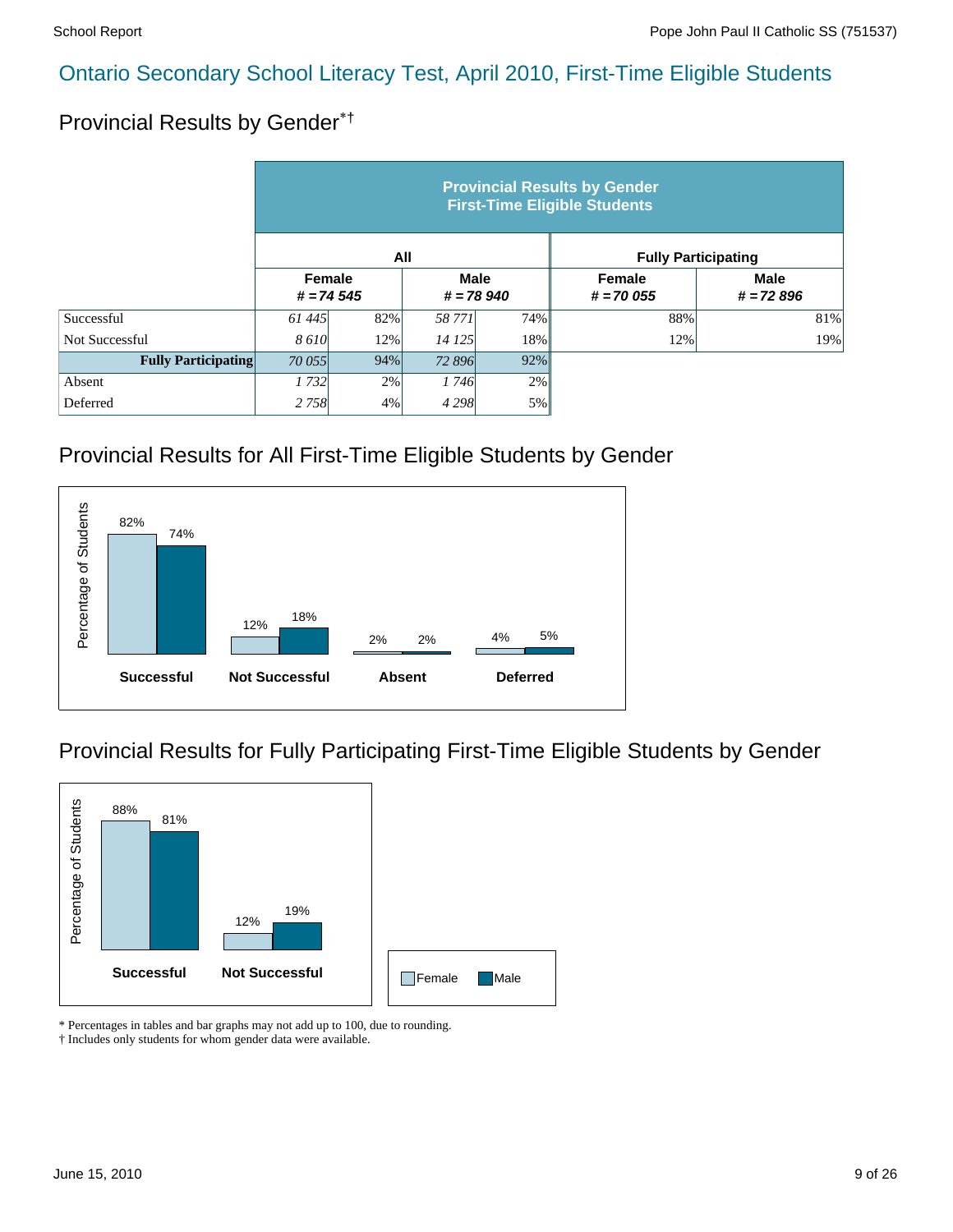# Ontario Secondary School Literacy Test, April 2010, First-Time Eligible Students

## Provincial Results by Gender*†

**Provincial Results by Gender First-Time Eligible Students**

| | All | | | | Fully Participating | |
|---|---|---|---|---|---|---|
| | Female # = 74 545 | | Male # = 78 940 | | Female # = 70 055 | Male # = 72 896 |
| Successful | 61 445 | 82% | 58 771 | 74% | 88% | 81% |
| Not Successful | 8 610 | 12% | 14 125 | 18% | 12% | 19% |
| **Fully Participating** | 70 055 | 94% | 72 896 | 92% | | |
| Absent | 1 732 | 2% | 1 746 | 2% | | |
| Deferred | 2 758 | 4% | 4 298 | 5% | | |

## Provincial Results for All First-Time Eligible Students by Gender

| | Female | Male |
|---|---|---|
| Successful | 82% | 74% |
| Not Successful | 12% | 18% |
| Absent | 2% | 2% |
| Deferred | 4% | 5% |

## Provincial Results for Fully Participating First-Time Eligible Students by Gender

| | Female | Male |
|---|---|---|
| Successful | 88% | 81% |
| Not Successful | 12% | 19% |

\* Percentages in tables and bar graphs may not add up to 100, due to rounding.
† Includes only students for whom gender data were available.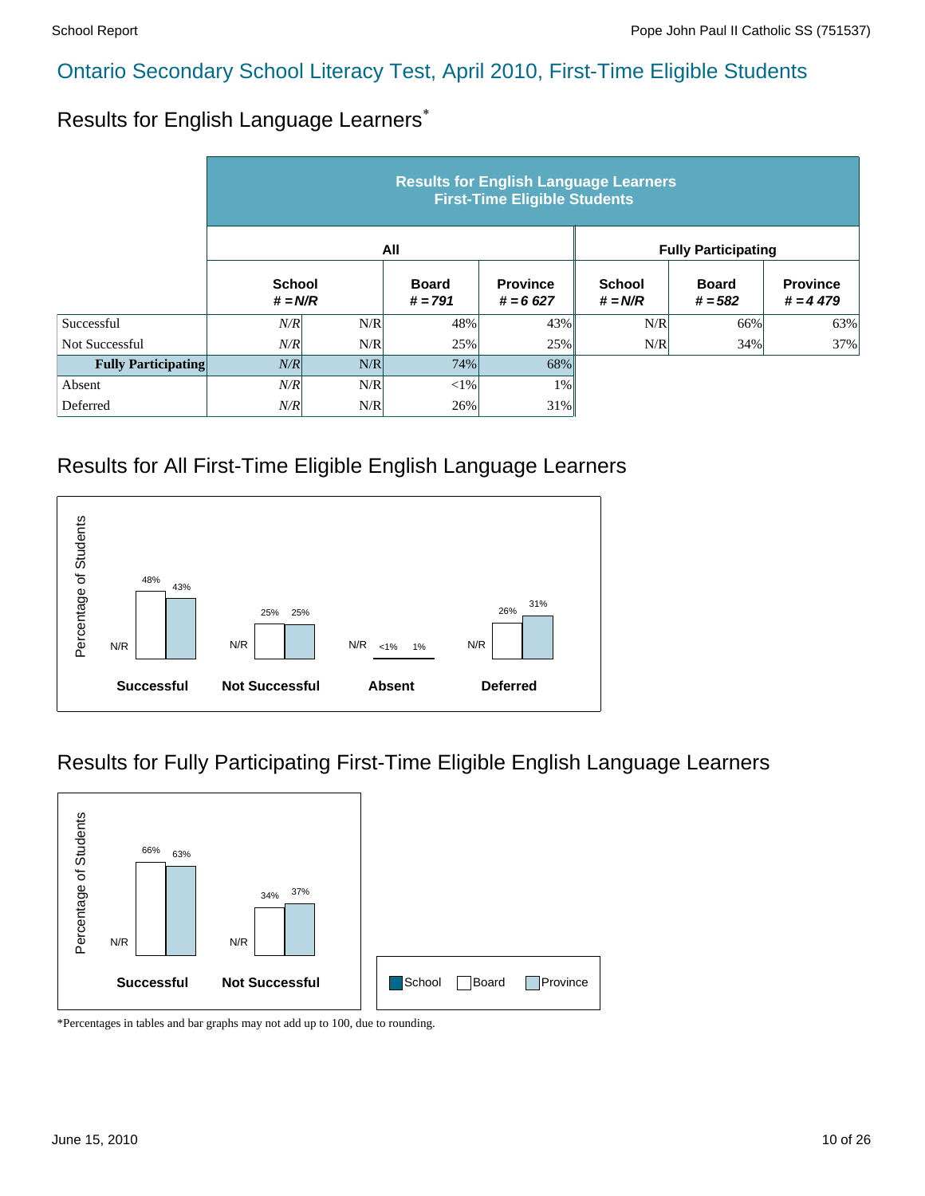# Ontario Secondary School Literacy Test, April 2010, First-Time Eligible Students

## Results for English Language Learners*

| | Results for English Language Learners First-Time Eligible Students | | | | | | |
|---|---|---|---|---|---|---|---|
| | All | | | | Fully Participating | | |
| | School # = N/R | | Board # = 791 | Province # = 6 627 | School # = N/R | Board # = 582 | Province # = 4 479 |
| Successful | *N/R* | N/R | 48% | 43% | N/R | 66% | 63% |
| Not Successful | *N/R* | N/R | 25% | 25% | N/R | 34% | 37% |
| **Fully Participating** | *N/R* | N/R | 74% | 68% | | | |
| Absent | *N/R* | N/R | <1% | 1% | | | |
| Deferred | *N/R* | N/R | 26% | 31% | | | |

## Results for All First-Time Eligible English Language Learners

Percentage of Students

| | School | Board | Province |
|---|---|---|---|
| **Successful** | N/R | 48% | 43% |
| **Not Successful** | N/R | 25% | 25% |
| **Absent** | N/R | <1% | 1% |
| **Deferred** | N/R | 26% | 31% |

## Results for Fully Participating First-Time Eligible English Language Learners

Percentage of Students

| | School | Board | Province |
|---|---|---|---|
| **Successful** | N/R | 66% | 63% |
| **Not Successful** | N/R | 34% | 37% |

School / Board / Province

*Percentages in tables and bar graphs may not add up to 100, due to rounding.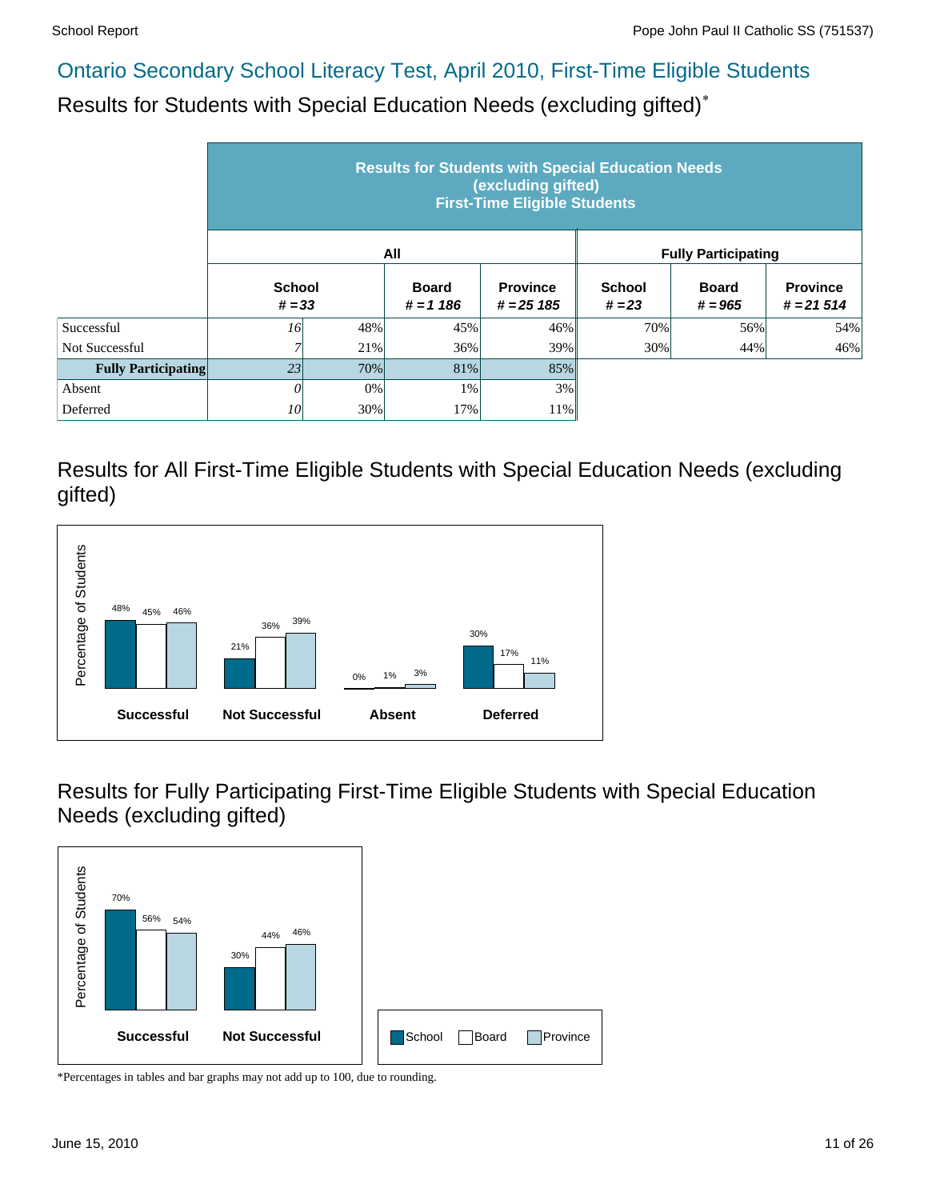## Ontario Secondary School Literacy Test, April 2010, First-Time Eligible Students

### Results for Students with Special Education Needs (excluding gifted)*

| | Results for Students with Special Education Needs (excluding gifted) First-Time Eligible Students | | | | | | |
|---|---|---|---|---|---|---|---|
| | All | | | | Fully Participating | | |
| | School # = 33 | | Board # = 1 186 | Province # = 25 185 | School # = 23 | Board # = 965 | Province # = 21 514 |
| Successful | 16 | 48% | 45% | 46% | 70% | 56% | 54% |
| Not Successful | 7 | 21% | 36% | 39% | 30% | 44% | 46% |
| **Fully Participating** | 23 | 70% | 81% | 85% | | | |
| Absent | 0 | 0% | 1% | 3% | | | |
| Deferred | 10 | 30% | 17% | 11% | | | |

### Results for All First-Time Eligible Students with Special Education Needs (excluding gifted)

| | School | Board | Province |
|---|---|---|---|
| Successful | 48% | 45% | 46% |
| Not Successful | 21% | 36% | 39% |
| Absent | 0% | 1% | 3% |
| Deferred | 30% | 17% | 11% |

### Results for Fully Participating First-Time Eligible Students with Special Education Needs (excluding gifted)

| | School | Board | Province |
|---|---|---|---|
| Successful | 70% | 56% | 54% |
| Not Successful | 30% | 44% | 46% |

*Percentages in tables and bar graphs may not add up to 100, due to rounding.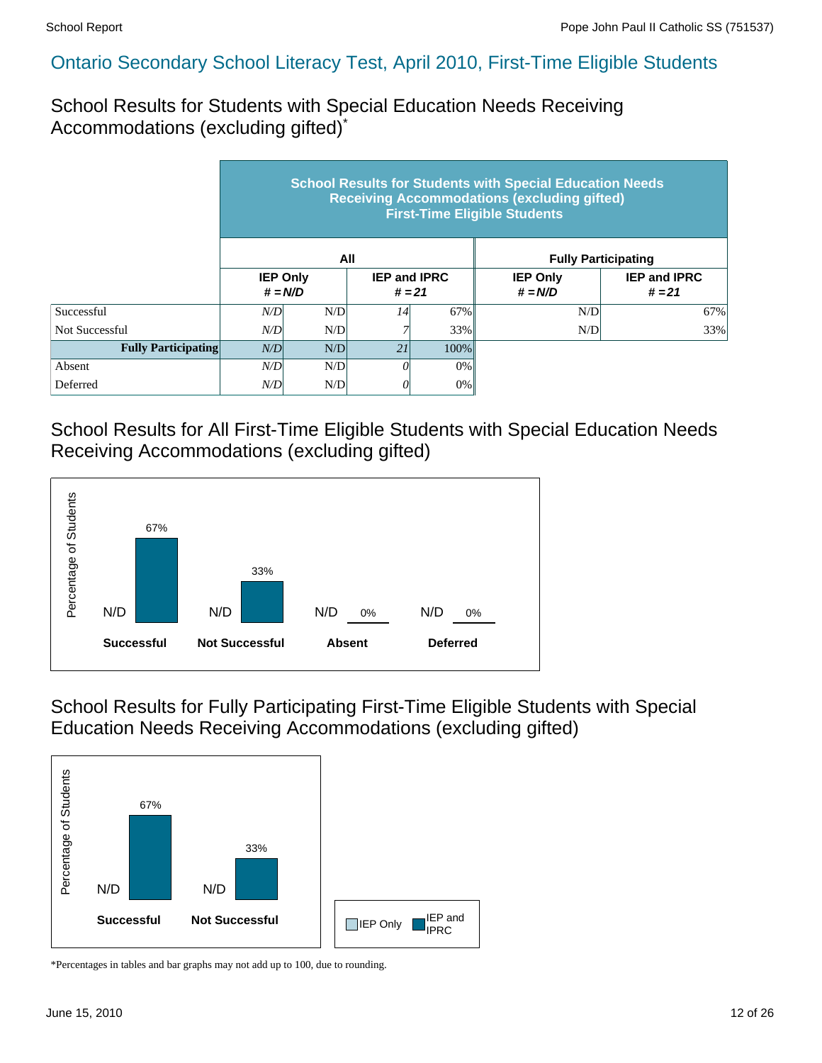# Ontario Secondary School Literacy Test, April 2010, First-Time Eligible Students

## School Results for Students with Special Education Needs Receiving Accommodations (excluding gifted)*

| | School Results for Students with Special Education Needs Receiving Accommodations (excluding gifted) First-Time Eligible Students | | | | | |
|---|---|---|---|---|---|---|
| | All | | | | Fully Participating | |
| | IEP Only # = N/D | | IEP and IPRC # = 21 | | IEP Only # = N/D | IEP and IPRC # = 21 |
| Successful | *N/D* | N/D | *14* | 67% | N/D | 67% |
| Not Successful | *N/D* | N/D | *7* | 33% | N/D | 33% |
| **Fully Participating** | *N/D* | N/D | *21* | 100% | | |
| Absent | *N/D* | N/D | *0* | 0% | | |
| Deferred | *N/D* | N/D | *0* | 0% | | |

## School Results for All First-Time Eligible Students with Special Education Needs Receiving Accommodations (excluding gifted)

| | IEP Only | IEP and IPRC |
|---|---|---|
| Successful | N/D | 67% |
| Not Successful | N/D | 33% |
| Absent | N/D | 0% |
| Deferred | N/D | 0% |

## School Results for Fully Participating First-Time Eligible Students with Special Education Needs Receiving Accommodations (excluding gifted)

| | IEP Only | IEP and IPRC |
|---|---|---|
| Successful | N/D | 67% |
| Not Successful | N/D | 33% |

*Percentages in tables and bar graphs may not add up to 100, due to rounding.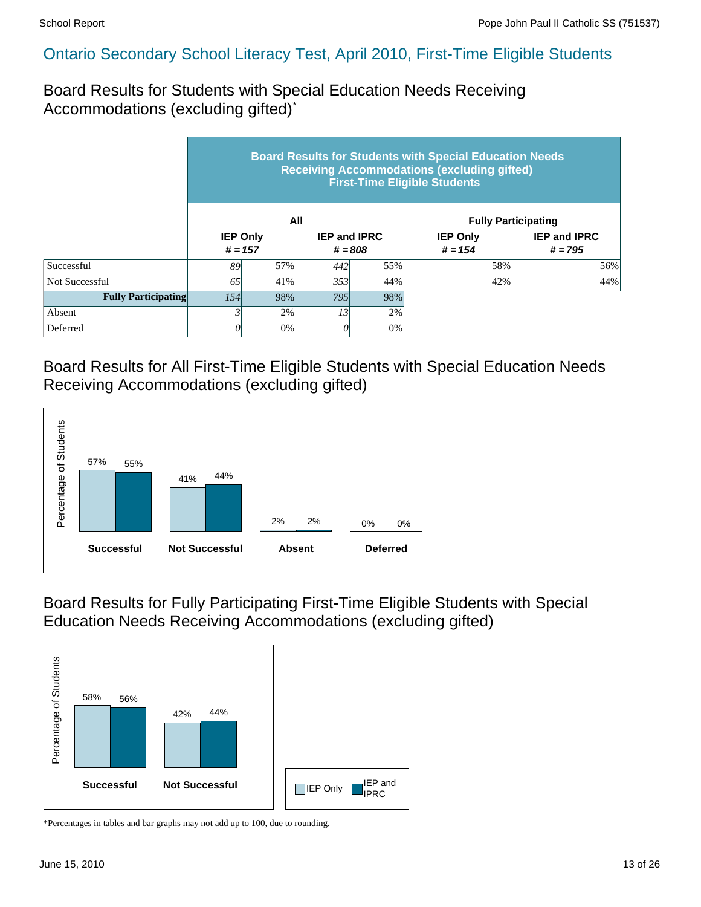## Ontario Secondary School Literacy Test, April 2010, First-Time Eligible Students

### Board Results for Students with Special Education Needs Receiving Accommodations (excluding gifted)*

| | Board Results for Students with Special Education Needs Receiving Accommodations (excluding gifted) First-Time Eligible Students | | | | | |
|---|---|---|---|---|---|---|
| | All | | | | Fully Participating | |
| | IEP Only # = 157 | | IEP and IPRC # = 808 | | IEP Only # = 154 | IEP and IPRC # = 795 |
| Successful | 89 | 57% | 442 | 55% | 58% | 56% |
| Not Successful | 65 | 41% | 353 | 44% | 42% | 44% |
| **Fully Participating** | 154 | 98% | 795 | 98% | | |
| Absent | 3 | 2% | 13 | 2% | | |
| Deferred | 0 | 0% | 0 | 0% | | |

### Board Results for All First-Time Eligible Students with Special Education Needs Receiving Accommodations (excluding gifted)

| Percentage of Students | IEP Only | IEP and IPRC |
|---|---|---|
| Successful | 57% | 55% |
| Not Successful | 41% | 44% |
| Absent | 2% | 2% |
| Deferred | 0% | 0% |

### Board Results for Fully Participating First-Time Eligible Students with Special Education Needs Receiving Accommodations (excluding gifted)

| Percentage of Students | IEP Only | IEP and IPRC |
|---|---|---|
| Successful | 58% | 56% |
| Not Successful | 42% | 44% |

*Percentages in tables and bar graphs may not add up to 100, due to rounding.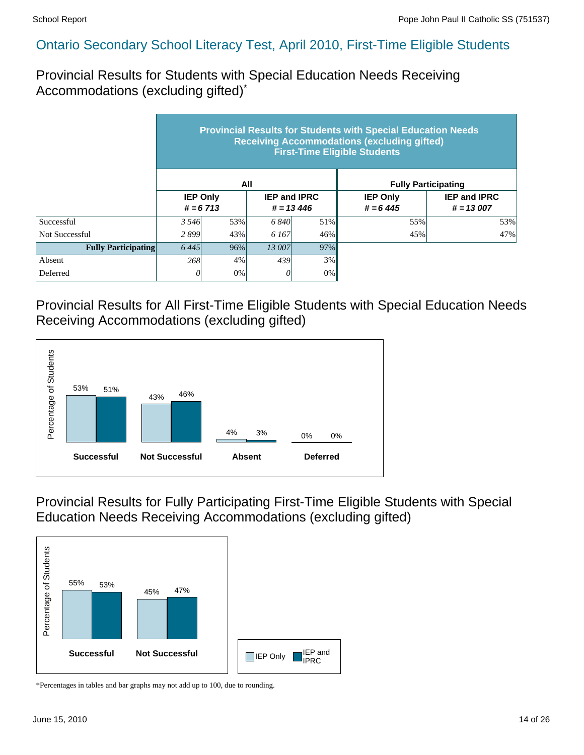## Ontario Secondary School Literacy Test, April 2010, First-Time Eligible Students

### Provincial Results for Students with Special Education Needs Receiving Accommodations (excluding gifted)*

| | Provincial Results for Students with Special Education Needs Receiving Accommodations (excluding gifted) First-Time Eligible Students | | | | | |
|---|---|---|---|---|---|---|
| | All | | | | Fully Participating | |
| | IEP Only # = 6 713 | | IEP and IPRC # = 13 446 | | IEP Only # = 6 445 | IEP and IPRC # = 13 007 |
| Successful | 3 546 | 53% | 6 840 | 51% | 55% | 53% |
| Not Successful | 2 899 | 43% | 6 167 | 46% | 45% | 47% |
| **Fully Participating** | 6 445 | 96% | 13 007 | 97% | | |
| Absent | 268 | 4% | 439 | 3% | | |
| Deferred | 0 | 0% | 0 | 0% | | |

### Provincial Results for All First-Time Eligible Students with Special Education Needs Receiving Accommodations (excluding gifted)

| Percentage of Students | Successful | Not Successful | Absent | Deferred |
|---|---|---|---|---|
| IEP Only | 53% | 43% | 4% | 0% |
| IEP and IPRC | 51% | 46% | 3% | 0% |

### Provincial Results for Fully Participating First-Time Eligible Students with Special Education Needs Receiving Accommodations (excluding gifted)

| Percentage of Students | Successful | Not Successful |
|---|---|---|
| IEP Only | 55% | 45% |
| IEP and IPRC | 53% | 47% |

*Percentages in tables and bar graphs may not add up to 100, due to rounding.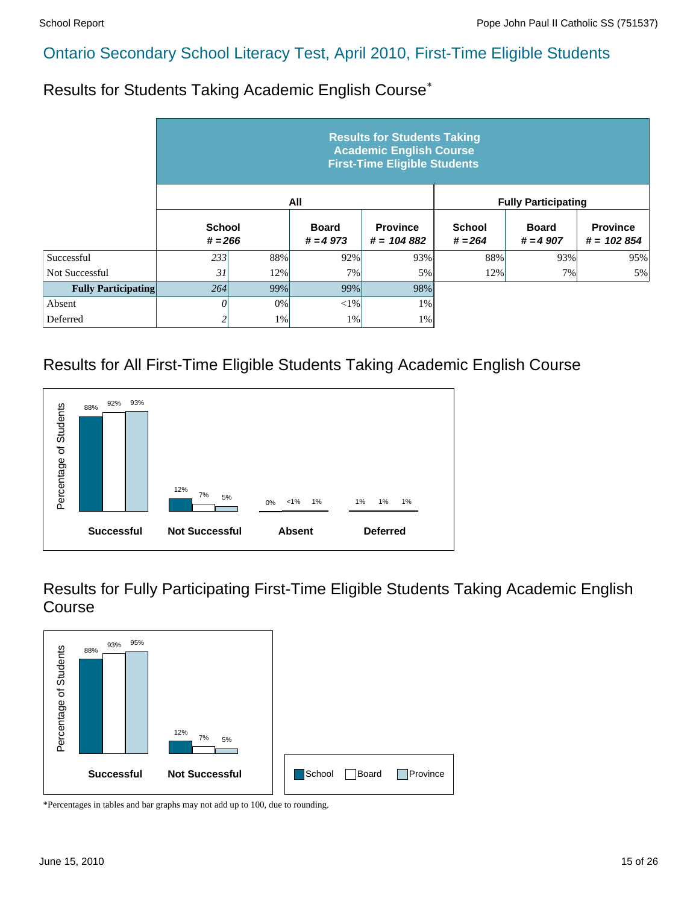## Ontario Secondary School Literacy Test, April 2010, First-Time Eligible Students

### Results for Students Taking Academic English Course*

| | Results for Students Taking Academic English Course First-Time Eligible Students | | | | | | |
|---|---|---|---|---|---|---|---|
| | All | | | | Fully Participating | | |
| | School # = 266 | | Board # = 4 973 | Province # = 104 882 | School # = 264 | Board # = 4 907 | Province # = 102 854 |
| Successful | 233 | 88% | 92% | 93% | 88% | 93% | 95% |
| Not Successful | 31 | 12% | 7% | 5% | 12% | 7% | 5% |
| **Fully Participating** | 264 | 99% | 99% | 98% | | | |
| Absent | 0 | 0% | <1% | 1% | | | |
| Deferred | 2 | 1% | 1% | 1% | | | |

### Results for All First-Time Eligible Students Taking Academic English Course

| Percentage of Students | School | Board | Province |
|---|---|---|---|
| Successful | 88% | 92% | 93% |
| Not Successful | 12% | 7% | 5% |
| Absent | 0% | <1% | 1% |
| Deferred | 1% | 1% | 1% |

### Results for Fully Participating First-Time Eligible Students Taking Academic English Course

| Percentage of Students | School | Board | Province |
|---|---|---|---|
| Successful | 88% | 93% | 95% |
| Not Successful | 12% | 7% | 5% |

*Percentages in tables and bar graphs may not add up to 100, due to rounding.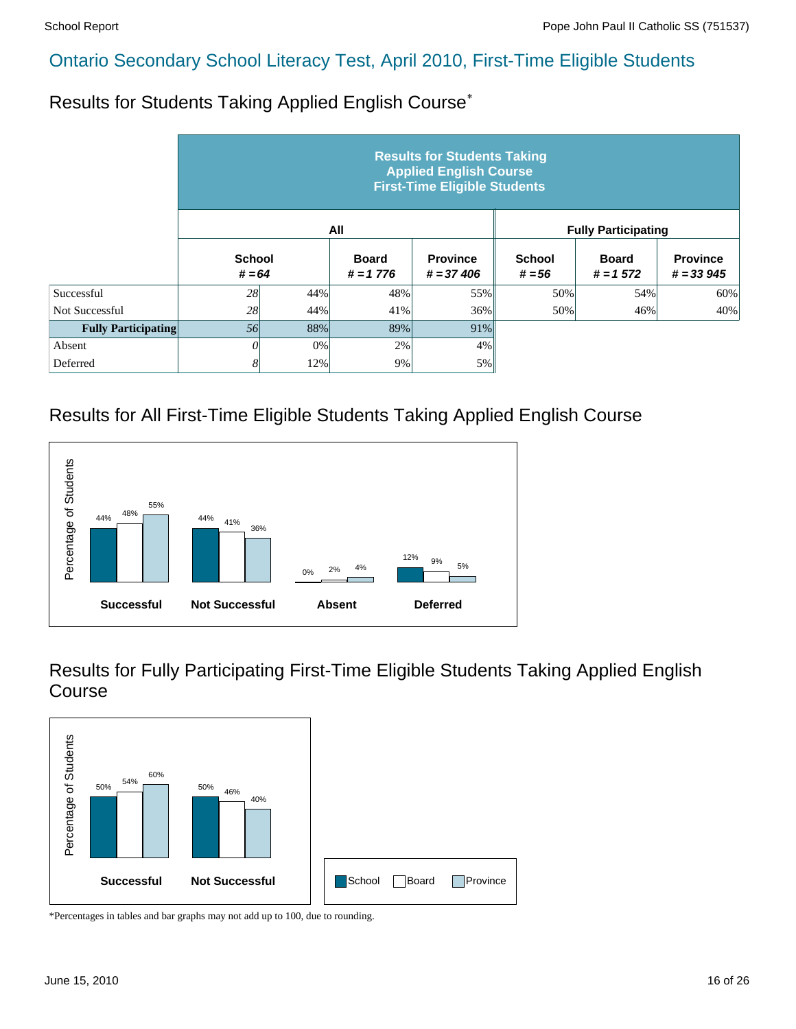# Ontario Secondary School Literacy Test, April 2010, First-Time Eligible Students

## Results for Students Taking Applied English Course*

| | Results for Students Taking Applied English Course First-Time Eligible Students | | | | | | |
|---|---|---|---|---|---|---|---|
| | All | | | | Fully Participating | | |
| | School # = 64 | | Board # = 1 776 | Province # = 37 406 | School # = 56 | Board # = 1 572 | Province # = 33 945 |
| Successful | 28 | 44% | 48% | 55% | 50% | 54% | 60% |
| Not Successful | 28 | 44% | 41% | 36% | 50% | 46% | 40% |
| **Fully Participating** | 56 | 88% | 89% | 91% | | | |
| Absent | 0 | 0% | 2% | 4% | | | |
| Deferred | 8 | 12% | 9% | 5% | | | |

## Results for All First-Time Eligible Students Taking Applied English Course

| Percentage of Students | School | Board | Province |
|---|---|---|---|
| **Successful** | 44% | 48% | 55% |
| **Not Successful** | 44% | 41% | 36% |
| **Absent** | 0% | 2% | 4% |
| **Deferred** | 12% | 9% | 5% |

## Results for Fully Participating First-Time Eligible Students Taking Applied English Course

| Percentage of Students | School | Board | Province |
|---|---|---|---|
| **Successful** | 50% | 54% | 60% |
| **Not Successful** | 50% | 46% | 40% |

School | Board | Province

*Percentages in tables and bar graphs may not add up to 100, due to rounding.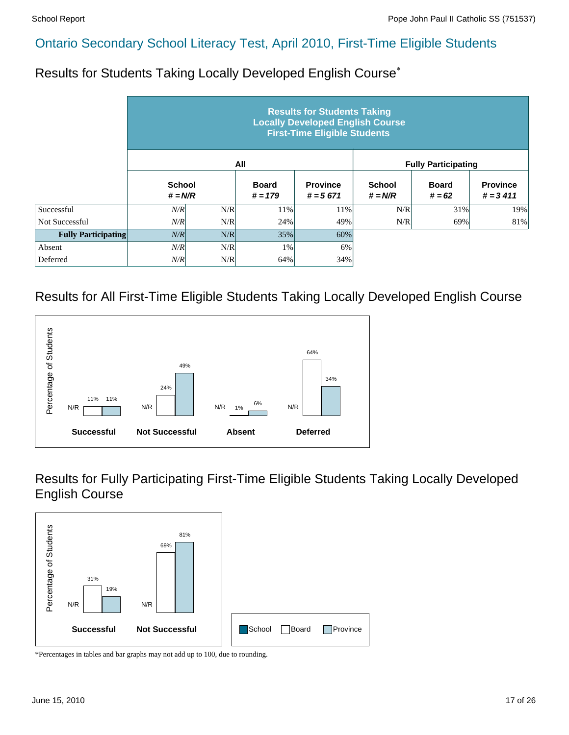# Ontario Secondary School Literacy Test, April 2010, First-Time Eligible Students

## Results for Students Taking Locally Developed English Course*

| | Results for Students Taking Locally Developed English Course First-Time Eligible Students | | | | | | |
|---|---|---|---|---|---|---|---|
| | All | | | | Fully Participating | | |
| | School # = N/R | | Board # = 179 | Province # = 5 671 | School # = N/R | Board # = 62 | Province # = 3 411 |
| Successful | N/R | N/R | 11% | 11% | N/R | 31% | 19% |
| Not Successful | N/R | N/R | 24% | 49% | N/R | 69% | 81% |
| **Fully Participating** | N/R | N/R | 35% | 60% | | | |
| Absent | N/R | N/R | 1% | 6% | | | |
| Deferred | N/R | N/R | 64% | 34% | | | |

## Results for All First-Time Eligible Students Taking Locally Developed English Course

| Percentage of Students | School | Board | Province |
|---|---|---|---|
| **Successful** | N/R | 11% | 11% |
| **Not Successful** | N/R | 24% | 49% |
| **Absent** | N/R | 1% | 6% |
| **Deferred** | N/R | 64% | 34% |

## Results for Fully Participating First-Time Eligible Students Taking Locally Developed English Course

| Percentage of Students | School | Board | Province |
|---|---|---|---|
| **Successful** | N/R | 31% | 19% |
| **Not Successful** | N/R | 69% | 81% |

*Percentages in tables and bar graphs may not add up to 100, due to rounding.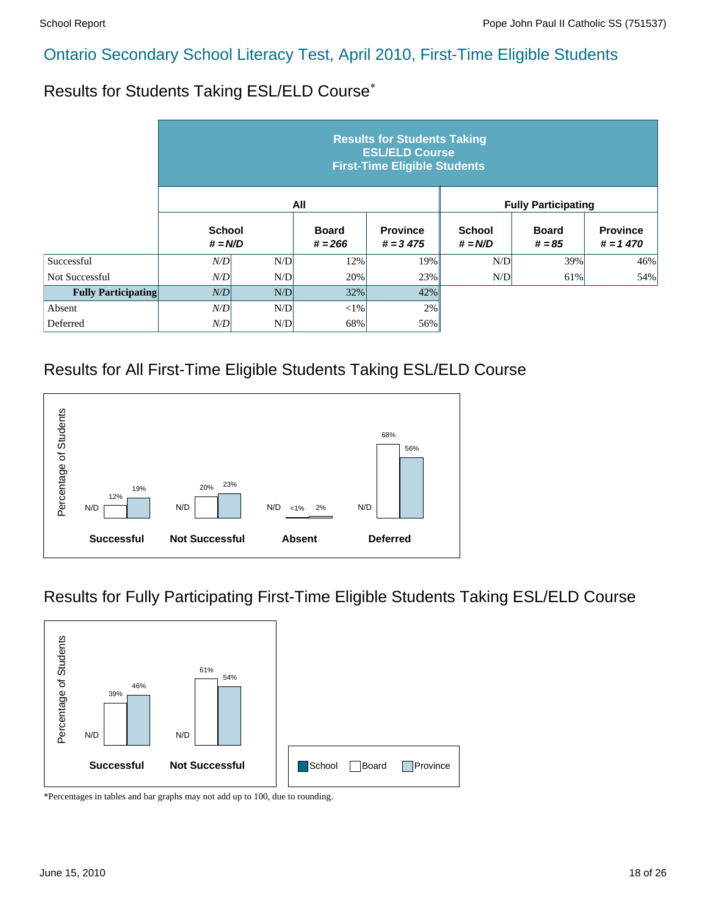# Ontario Secondary School Literacy Test, April 2010, First-Time Eligible Students

## Results for Students Taking ESL/ELD Course*

| | Results for Students Taking ESL/ELD Course First-Time Eligible Students | | | | | | |
|---|---|---|---|---|---|---|---|
| | All | | | | Fully Participating | | |
| | School # = N/D | | Board # = 266 | Province # = 3 475 | School # = N/D | Board # = 85 | Province # = 1 470 |
| Successful | N/D | N/D | 12% | 19% | N/D | 39% | 46% |
| Not Successful | N/D | N/D | 20% | 23% | N/D | 61% | 54% |
| **Fully Participating** | N/D | N/D | 32% | 42% | | | |
| Absent | N/D | N/D | <1% | 2% | | | |
| Deferred | N/D | N/D | 68% | 56% | | | |

## Results for All First-Time Eligible Students Taking ESL/ELD Course

| | School | Board | Province |
|---|---|---|---|
| Successful | N/D | 12% | 19% |
| Not Successful | N/D | 20% | 23% |
| Absent | N/D | <1% | 2% |
| Deferred | N/D | 68% | 56% |

## Results for Fully Participating First-Time Eligible Students Taking ESL/ELD Course

| | School | Board | Province |
|---|---|---|---|
| Successful | N/D | 39% | 46% |
| Not Successful | N/D | 61% | 54% |

*Percentages in tables and bar graphs may not add up to 100, due to rounding.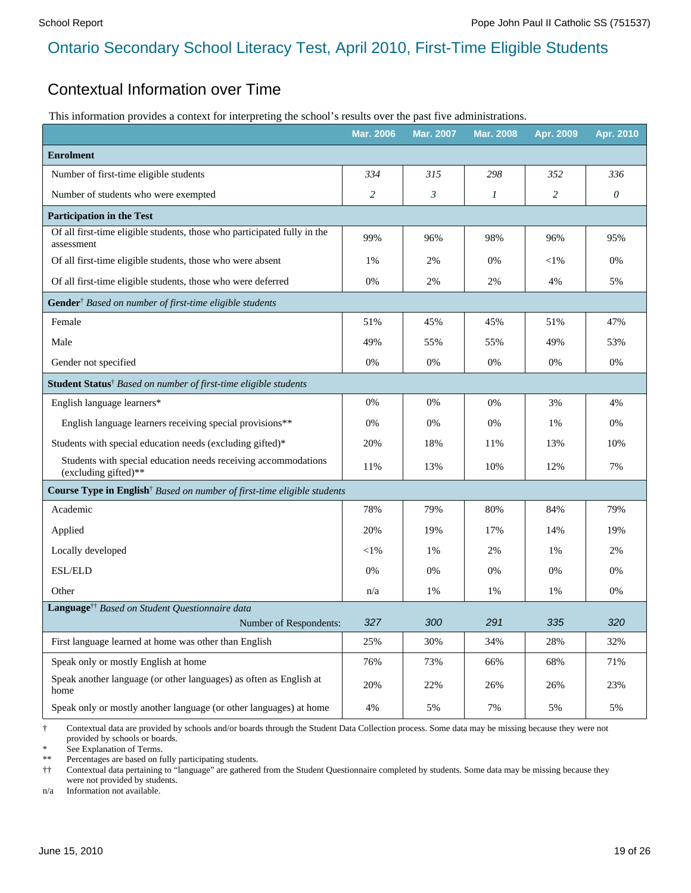# Ontario Secondary School Literacy Test, April 2010, First-Time Eligible Students

## Contextual Information over Time

This information provides a context for interpreting the school's results over the past five administrations.

| | Mar. 2006 | Mar. 2007 | Mar. 2008 | Apr. 2009 | Apr. 2010 |
|---|---|---|---|---|---|
| **Enrolment** | | | | | |
| Number of first-time eligible students | *334* | *315* | *298* | *352* | *336* |
| Number of students who were exempted | *2* | *3* | *1* | *2* | *0* |
| **Participation in the Test** | | | | | |
| Of all first-time eligible students, those who participated fully in the assessment | 99% | 96% | 98% | 96% | 95% |
| Of all first-time eligible students, those who were absent | 1% | 2% | 0% | <1% | 0% |
| Of all first-time eligible students, those who were deferred | 0% | 2% | 2% | 4% | 5% |
| **Gender**† *Based on number of first-time eligible students* | | | | | |
| Female | 51% | 45% | 45% | 51% | 47% |
| Male | 49% | 55% | 55% | 49% | 53% |
| Gender not specified | 0% | 0% | 0% | 0% | 0% |
| **Student Status**† *Based on number of first-time eligible students* | | | | | |
| English language learners* | 0% | 0% | 0% | 3% | 4% |
| English language learners receiving special provisions** | 0% | 0% | 0% | 1% | 0% |
| Students with special education needs (excluding gifted)* | 20% | 18% | 11% | 13% | 10% |
| Students with special education needs receiving accommodations (excluding gifted)** | 11% | 13% | 10% | 12% | 7% |
| **Course Type in English**† *Based on number of first-time eligible students* | | | | | |
| Academic | 78% | 79% | 80% | 84% | 79% |
| Applied | 20% | 19% | 17% | 14% | 19% |
| Locally developed | <1% | 1% | 2% | 1% | 2% |
| ESL/ELD | 0% | 0% | 0% | 0% | 0% |
| Other | n/a | 1% | 1% | 1% | 0% |
| **Language**†† *Based on Student Questionnaire data* Number of Respondents: | *327* | *300* | *291* | *335* | *320* |
| First language learned at home was other than English | 25% | 30% | 34% | 28% | 32% |
| Speak only or mostly English at home | 76% | 73% | 66% | 68% | 71% |
| Speak another language (or other languages) as often as English at home | 20% | 22% | 26% | 26% | 23% |
| Speak only or mostly another language (or other languages) at home | 4% | 5% | 7% | 5% | 5% |

† Contextual data are provided by schools and/or boards through the Student Data Collection process. Some data may be missing because they were not provided by schools or boards.

\* See Explanation of Terms.

\*\* Percentages are based on fully participating students.

†† Contextual data pertaining to "language" are gathered from the Student Questionnaire completed by students. Some data may be missing because they were not provided by students.

n/a Information not available.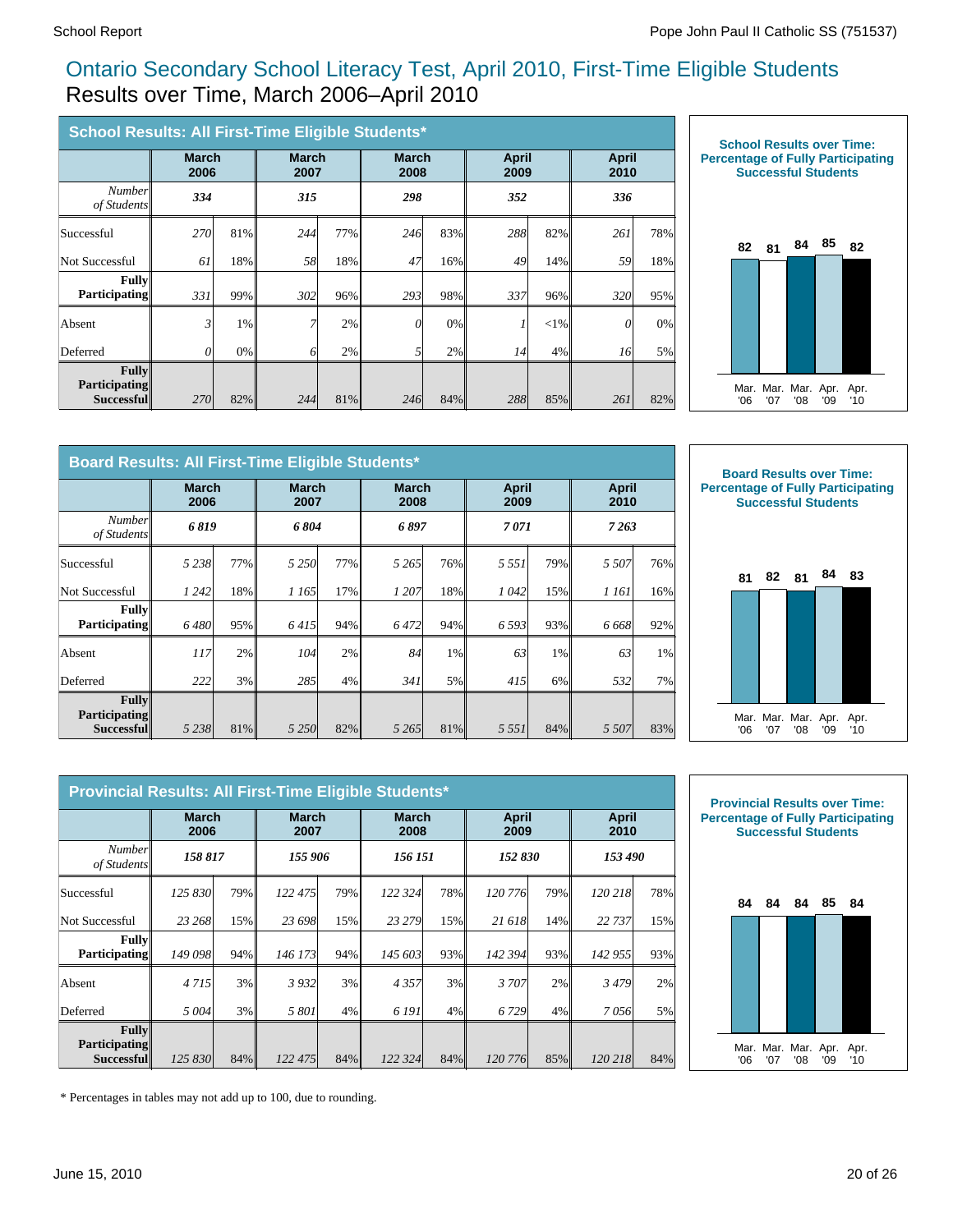# Ontario Secondary School Literacy Test, April 2010, First-Time Eligible Students

## Results over Time, March 2006–April 2010

### School Results: All First-Time Eligible Students*

| | March 2006 | | March 2007 | | March 2008 | | April 2009 | | April 2010 | |
|---|---|---|---|---|---|---|---|---|---|---|
| *Number of Students* | ***334*** | | ***315*** | | ***298*** | | ***352*** | | ***336*** | |
| Successful | *270* | 81% | *244* | 77% | *246* | 83% | *288* | 82% | *261* | 78% |
| Not Successful | *61* | 18% | *58* | 18% | *47* | 16% | *49* | 14% | *59* | 18% |
| **Fully Participating** | *331* | 99% | *302* | 96% | *293* | 98% | *337* | 96% | *320* | 95% |
| Absent | *3* | 1% | *7* | 2% | *0* | 0% | *1* | <1% | *0* | 0% |
| Deferred | *0* | 0% | *6* | 2% | *5* | 2% | *14* | 4% | *16* | 5% |
| **Fully Participating Successful** | *270* | 82% | *244* | 81% | *246* | 84% | *288* | 85% | *261* | 82% |

**School Results over Time: Percentage of Fully Participating Successful Students**

| Mar. '06 | Mar. '07 | Mar. '08 | Apr. '09 | Apr. '10 |
|---|---|---|---|---|
| 82 | 81 | 84 | 85 | 82 |

### Board Results: All First-Time Eligible Students*

| | March 2006 | | March 2007 | | March 2008 | | April 2009 | | April 2010 | |
|---|---|---|---|---|---|---|---|---|---|---|
| *Number of Students* | ***6 819*** | | ***6 804*** | | ***6 897*** | | ***7 071*** | | ***7 263*** | |
| Successful | *5 238* | 77% | *5 250* | 77% | *5 265* | 76% | *5 551* | 79% | *5 507* | 76% |
| Not Successful | *1 242* | 18% | *1 165* | 17% | *1 207* | 18% | *1 042* | 15% | *1 161* | 16% |
| **Fully Participating** | *6 480* | 95% | *6 415* | 94% | *6 472* | 94% | *6 593* | 93% | *6 668* | 92% |
| Absent | *117* | 2% | *104* | 2% | *84* | 1% | *63* | 1% | *63* | 1% |
| Deferred | *222* | 3% | *285* | 4% | *341* | 5% | *415* | 6% | *532* | 7% |
| **Fully Participating Successful** | *5 238* | 81% | *5 250* | 82% | *5 265* | 81% | *5 551* | 84% | *5 507* | 83% |

**Board Results over Time: Percentage of Fully Participating Successful Students**

| Mar. '06 | Mar. '07 | Mar. '08 | Apr. '09 | Apr. '10 |
|---|---|---|---|---|
| 81 | 82 | 81 | 84 | 83 |

### Provincial Results: All First-Time Eligible Students*

| | March 2006 | | March 2007 | | March 2008 | | April 2009 | | April 2010 | |
|---|---|---|---|---|---|---|---|---|---|---|
| *Number of Students* | ***158 817*** | | ***155 906*** | | ***156 151*** | | ***152 830*** | | ***153 490*** | |
| Successful | *125 830* | 79% | *122 475* | 79% | *122 324* | 78% | *120 776* | 79% | *120 218* | 78% |
| Not Successful | *23 268* | 15% | *23 698* | 15% | *23 279* | 15% | *21 618* | 14% | *22 737* | 15% |
| **Fully Participating** | *149 098* | 94% | *146 173* | 94% | *145 603* | 93% | *142 394* | 93% | *142 955* | 93% |
| Absent | *4 715* | 3% | *3 932* | 3% | *4 357* | 3% | *3 707* | 2% | *3 479* | 2% |
| Deferred | *5 004* | 3% | *5 801* | 4% | *6 191* | 4% | *6 729* | 4% | *7 056* | 5% |
| **Fully Participating Successful** | *125 830* | 84% | *122 475* | 84% | *122 324* | 84% | *120 776* | 85% | *120 218* | 84% |

**Provincial Results over Time: Percentage of Fully Participating Successful Students**

| Mar. '06 | Mar. '07 | Mar. '08 | Apr. '09 | Apr. '10 |
|---|---|---|---|---|
| 84 | 84 | 84 | 85 | 84 |

\* Percentages in tables may not add up to 100, due to rounding.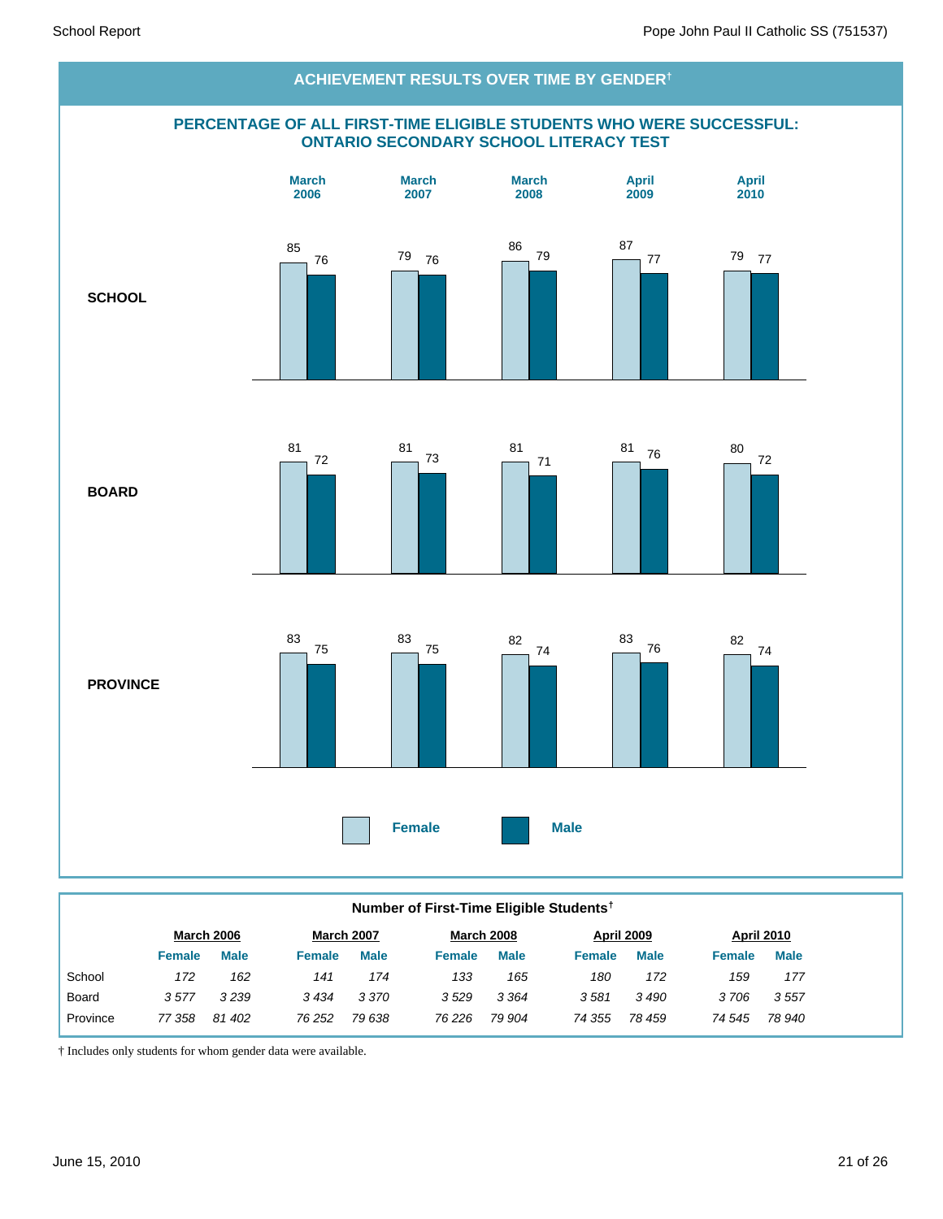## ACHIEVEMENT RESULTS OVER TIME BY GENDER†

### PERCENTAGE OF ALL FIRST-TIME ELIGIBLE STUDENTS WHO WERE SUCCESSFUL: ONTARIO SECONDARY SCHOOL LITERACY TEST

| | March 2006 | | March 2007 | | March 2008 | | April 2009 | | April 2010 | |
|---|---|---|---|---|---|---|---|---|---|---|
| | Female | Male | Female | Male | Female | Male | Female | Male | Female | Male |
| **SCHOOL** | 85 | 76 | 79 | 76 | 86 | 79 | 87 | 77 | 79 | 77 |
| **BOARD** | 81 | 72 | 81 | 73 | 81 | 71 | 81 | 76 | 80 | 72 |
| **PROVINCE** | 83 | 75 | 83 | 75 | 82 | 74 | 83 | 76 | 82 | 74 |

### Number of First-Time Eligible Students†

| | March 2006 | | March 2007 | | March 2008 | | April 2009 | | April 2010 | |
|---|---|---|---|---|---|---|---|---|---|---|
| | **Female** | **Male** | **Female** | **Male** | **Female** | **Male** | **Female** | **Male** | **Female** | **Male** |
| School | *172* | *162* | *141* | *174* | *133* | *165* | *180* | *172* | *159* | *177* |
| Board | *3 577* | *3 239* | *3 434* | *3 370* | *3 529* | *3 364* | *3 581* | *3 490* | *3 706* | *3 557* |
| Province | *77 358* | *81 402* | *76 252* | *79 638* | *76 226* | *79 904* | *74 355* | *78 459* | *74 545* | *78 940* |

† Includes only students for whom gender data were available.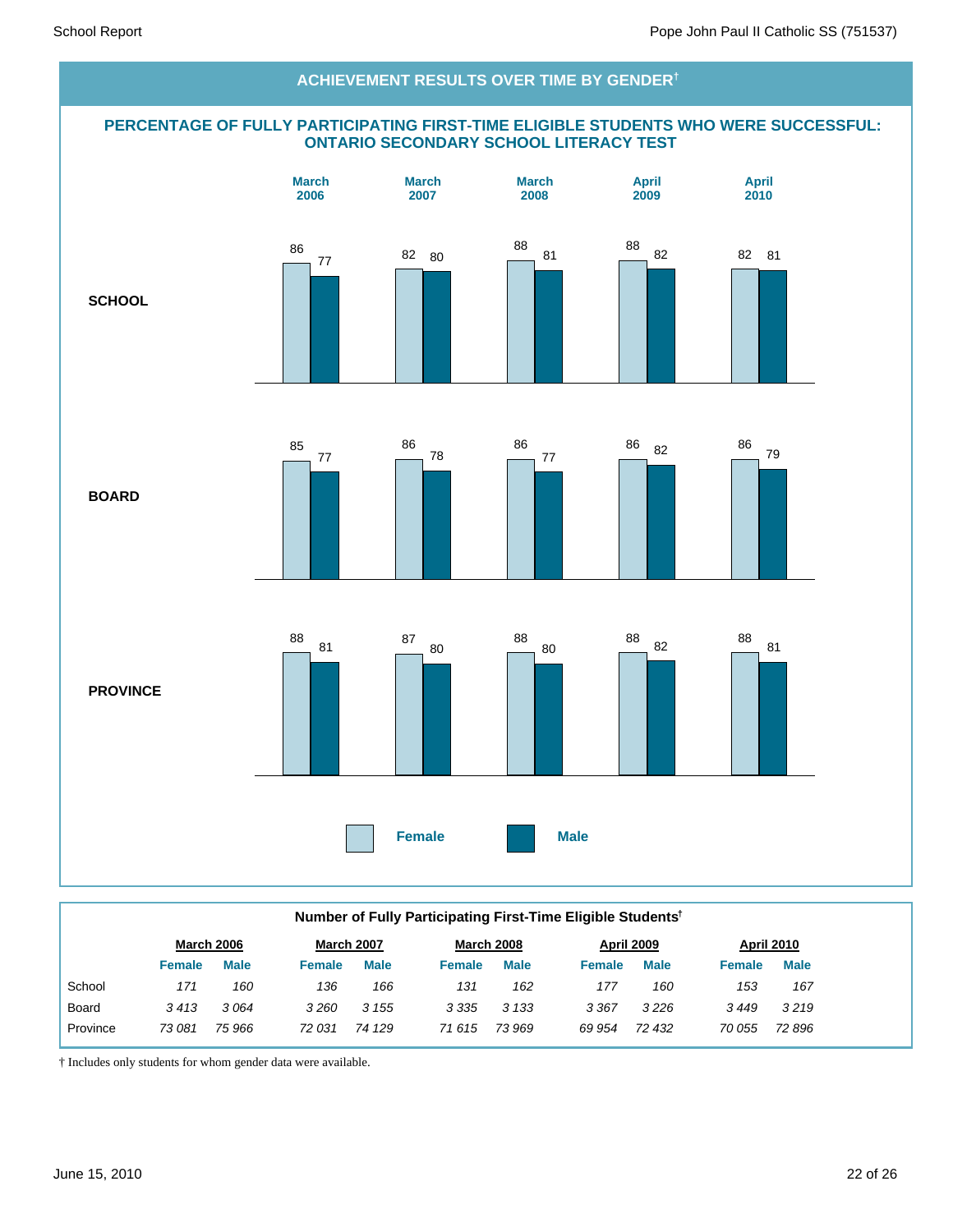## ACHIEVEMENT RESULTS OVER TIME BY GENDER†

### PERCENTAGE OF FULLY PARTICIPATING FIRST-TIME ELIGIBLE STUDENTS WHO WERE SUCCESSFUL: ONTARIO SECONDARY SCHOOL LITERACY TEST

| | March 2006 | | March 2007 | | March 2008 | | April 2009 | | April 2010 | |
|---|---|---|---|---|---|---|---|---|---|---|
| | Female | Male | Female | Male | Female | Male | Female | Male | Female | Male |
| SCHOOL | 86 | 77 | 82 | 80 | 88 | 81 | 88 | 82 | 82 | 81 |
| BOARD | 85 | 77 | 86 | 78 | 86 | 77 | 86 | 82 | 86 | 79 |
| PROVINCE | 88 | 81 | 87 | 80 | 88 | 80 | 88 | 82 | 88 | 81 |

**Number of Fully Participating First-Time Eligible Students†**

| | March 2006 | | March 2007 | | March 2008 | | April 2009 | | April 2010 | |
|---|---|---|---|---|---|---|---|---|---|---|
| | Female | Male | Female | Male | Female | Male | Female | Male | Female | Male |
| School | *171* | *160* | *136* | *166* | *131* | *162* | *177* | *160* | *153* | *167* |
| Board | *3 413* | *3 064* | *3 260* | *3 155* | *3 335* | *3 133* | *3 367* | *3 226* | *3 449* | *3 219* |
| Province | *73 081* | *75 966* | *72 031* | *74 129* | *71 615* | *73 969* | *69 954* | *72 432* | *70 055* | *72 896* |

† Includes only students for whom gender data were available.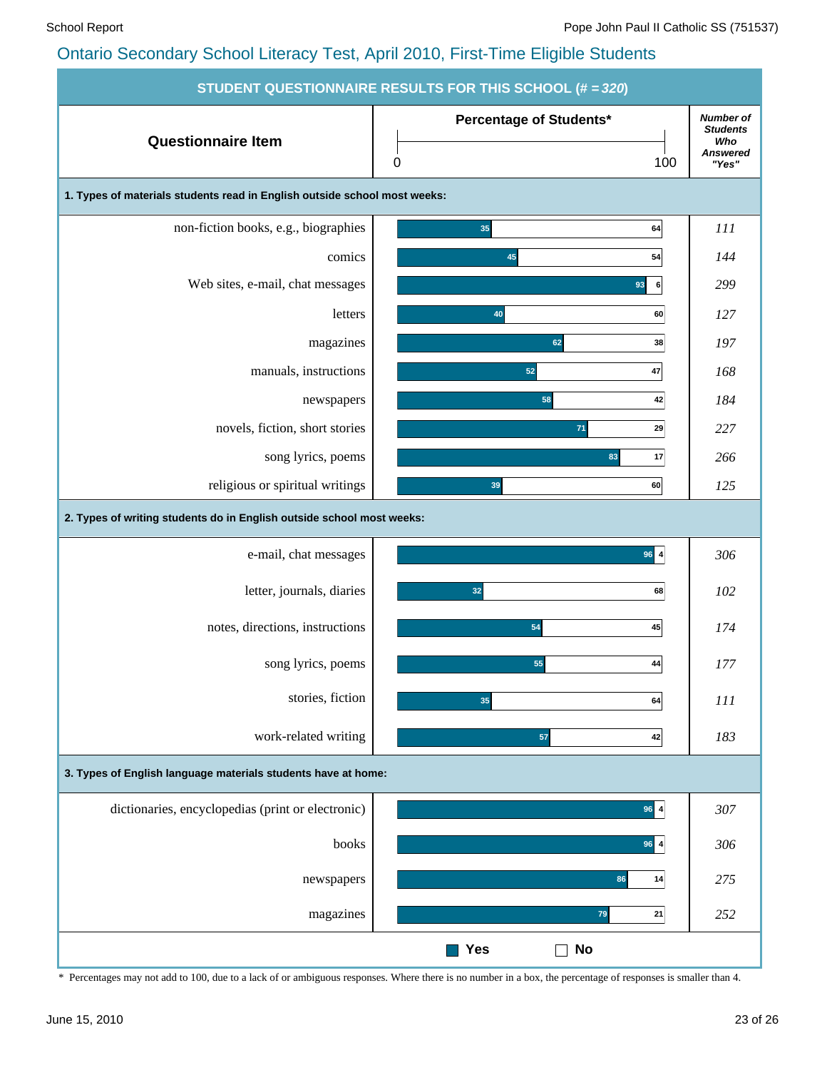## Ontario Secondary School Literacy Test, April 2010, First-Time Eligible Students

### STUDENT QUESTIONNAIRE RESULTS FOR THIS SCHOOL (# = 320)

| Questionnaire Item | Percentage of Students* Yes | Percentage of Students* No | Number of Students Who Answered "Yes" |
|---|---|---|---|
| **1. Types of materials students read in English outside school most weeks:** | | | |
| non-fiction books, e.g., biographies | 35 | 64 | 111 |
| comics | 45 | 54 | 144 |
| Web sites, e-mail, chat messages | 93 | 6 | 299 |
| letters | 40 | 60 | 127 |
| magazines | 62 | 38 | 197 |
| manuals, instructions | 52 | 47 | 168 |
| newspapers | 58 | 42 | 184 |
| novels, fiction, short stories | 71 | 29 | 227 |
| song lyrics, poems | 83 | 17 | 266 |
| religious or spiritual writings | 39 | 60 | 125 |
| **2. Types of writing students do in English outside school most weeks:** | | | |
| e-mail, chat messages | 96 | 4 | 306 |
| letter, journals, diaries | 32 | 68 | 102 |
| notes, directions, instructions | 54 | 45 | 174 |
| song lyrics, poems | 55 | 44 | 177 |
| stories, fiction | 35 | 64 | 111 |
| work-related writing | 57 | 42 | 183 |
| **3. Types of English language materials students have at home:** | | | |
| dictionaries, encyclopedias (print or electronic) | 96 | 4 | 307 |
| books | 96 | 4 | 306 |
| newspapers | 86 | 14 | 275 |
| magazines | 79 | 21 | 252 |

\* Percentages may not add to 100, due to a lack of or ambiguous responses. Where there is no number in a box, the percentage of responses is smaller than 4.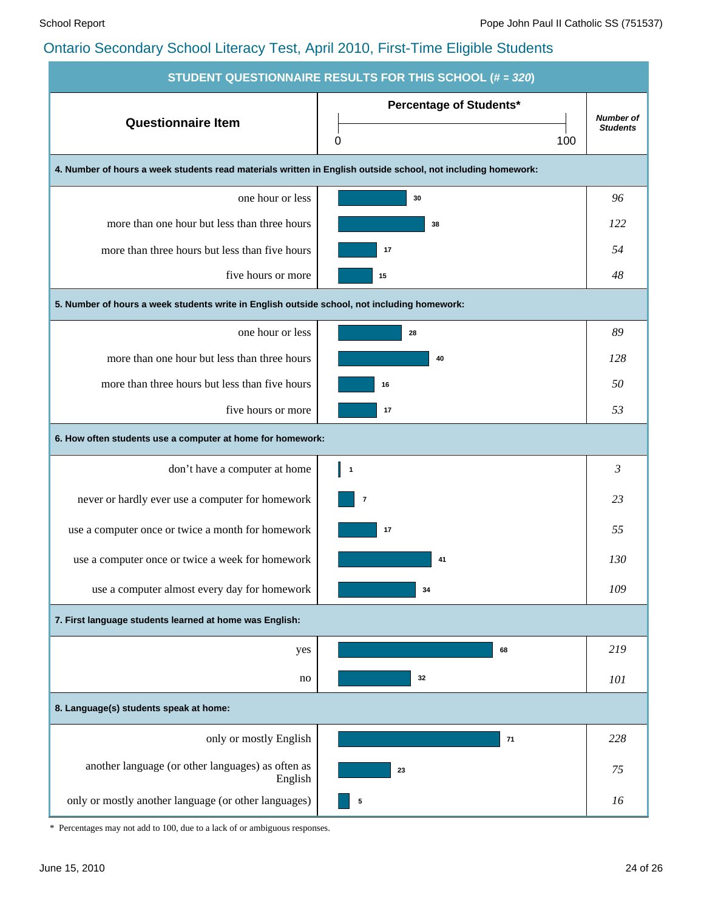## Ontario Secondary School Literacy Test, April 2010, First-Time Eligible Students

**STUDENT QUESTIONNAIRE RESULTS FOR THIS SCHOOL (# = *320*)**

| Questionnaire Item | Percentage of Students* | *Number of Students* |
|---|---|---|
| **4. Number of hours a week students read materials written in English outside school, not including homework:** | | |
| one hour or less | 30 | *96* |
| more than one hour but less than three hours | 38 | *122* |
| more than three hours but less than five hours | 17 | *54* |
| five hours or more | 15 | *48* |
| **5. Number of hours a week students write in English outside school, not including homework:** | | |
| one hour or less | 28 | *89* |
| more than one hour but less than three hours | 40 | *128* |
| more than three hours but less than five hours | 16 | *50* |
| five hours or more | 17 | *53* |
| **6. How often students use a computer at home for homework:** | | |
| don't have a computer at home | 1 | *3* |
| never or hardly ever use a computer for homework | 7 | *23* |
| use a computer once or twice a month for homework | 17 | *55* |
| use a computer once or twice a week for homework | 41 | *130* |
| use a computer almost every day for homework | 34 | *109* |
| **7. First language students learned at home was English:** | | |
| yes | 68 | *219* |
| no | 32 | *101* |
| **8. Language(s) students speak at home:** | | |
| only or mostly English | 71 | *228* |
| another language (or other languages) as often as English | 23 | *75* |
| only or mostly another language (or other languages) | 5 | *16* |

\* Percentages may not add to 100, due to a lack of or ambiguous responses.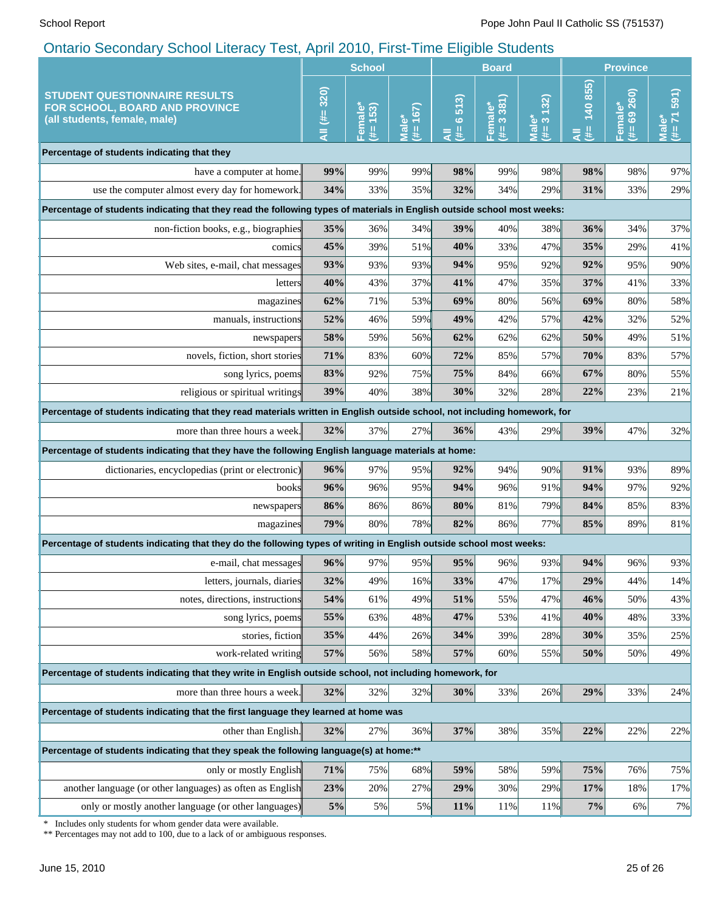# Ontario Secondary School Literacy Test, April 2010, First-Time Eligible Students

| STUDENT QUESTIONNAIRE RESULTS FOR SCHOOL, BOARD AND PROVINCE (all students, female, male) | School | | | Board | | | Province | | |
|---|---|---|---|---|---|---|---|---|---|
| | All (#= 320) | Female* (#= 153) | Male* (#= 167) | All (#= 6 513) | Female* (#= 3 381) | Male* (#= 3 132) | All (#= 140 855) | Female* (#= 69 260) | Male* (#= 71 591) |
| **Percentage of students indicating that they** | | | | | | | | | |
| have a computer at home. | **99%** | 99% | 99% | **98%** | 99% | 98% | **98%** | 98% | 97% |
| use the computer almost every day for homework. | **34%** | 33% | 35% | **32%** | 34% | 29% | **31%** | 33% | 29% |
| **Percentage of students indicating that they read the following types of materials in English outside school most weeks:** | | | | | | | | | |
| non-fiction books, e.g., biographies | **35%** | 36% | 34% | **39%** | 40% | 38% | **36%** | 34% | 37% |
| comics | **45%** | 39% | 51% | **40%** | 33% | 47% | **35%** | 29% | 41% |
| Web sites, e-mail, chat messages | **93%** | 93% | 93% | **94%** | 95% | 92% | **92%** | 95% | 90% |
| letters | **40%** | 43% | 37% | **41%** | 47% | 35% | **37%** | 41% | 33% |
| magazines | **62%** | 71% | 53% | **69%** | 80% | 56% | **69%** | 80% | 58% |
| manuals, instructions | **52%** | 46% | 59% | **49%** | 42% | 57% | **42%** | 32% | 52% |
| newspapers | **58%** | 59% | 56% | **62%** | 62% | 62% | **50%** | 49% | 51% |
| novels, fiction, short stories | **71%** | 83% | 60% | **72%** | 85% | 57% | **70%** | 83% | 57% |
| song lyrics, poems | **83%** | 92% | 75% | **75%** | 84% | 66% | **67%** | 80% | 55% |
| religious or spiritual writings | **39%** | 40% | 38% | **30%** | 32% | 28% | **22%** | 23% | 21% |
| **Percentage of students indicating that they read materials written in English outside school, not including homework, for** | | | | | | | | | |
| more than three hours a week. | **32%** | 37% | 27% | **36%** | 43% | 29% | **39%** | 47% | 32% |
| **Percentage of students indicating that they have the following English language materials at home:** | | | | | | | | | |
| dictionaries, encyclopedias (print or electronic) | **96%** | 97% | 95% | **92%** | 94% | 90% | **91%** | 93% | 89% |
| books | **96%** | 96% | 95% | **94%** | 96% | 91% | **94%** | 97% | 92% |
| newspapers | **86%** | 86% | 86% | **80%** | 81% | 79% | **84%** | 85% | 83% |
| magazines | **79%** | 80% | 78% | **82%** | 86% | 77% | **85%** | 89% | 81% |
| **Percentage of students indicating that they do the following types of writing in English outside school most weeks:** | | | | | | | | | |
| e-mail, chat messages | **96%** | 97% | 95% | **95%** | 96% | 93% | **94%** | 96% | 93% |
| letters, journals, diaries | **32%** | 49% | 16% | **33%** | 47% | 17% | **29%** | 44% | 14% |
| notes, directions, instructions | **54%** | 61% | 49% | **51%** | 55% | 47% | **46%** | 50% | 43% |
| song lyrics, poems | **55%** | 63% | 48% | **47%** | 53% | 41% | **40%** | 48% | 33% |
| stories, fiction | **35%** | 44% | 26% | **34%** | 39% | 28% | **30%** | 35% | 25% |
| work-related writing | **57%** | 56% | 58% | **57%** | 60% | 55% | **50%** | 50% | 49% |
| **Percentage of students indicating that they write in English outside school, not including homework, for** | | | | | | | | | |
| more than three hours a week. | **32%** | 32% | 32% | **30%** | 33% | 26% | **29%** | 33% | 24% |
| **Percentage of students indicating that the first language they learned at home was** | | | | | | | | | |
| other than English. | **32%** | 27% | 36% | **37%** | 38% | 35% | **22%** | 22% | 22% |
| **Percentage of students indicating that they speak the following language(s) at home:\*\*** | | | | | | | | | |
| only or mostly English | **71%** | 75% | 68% | **59%** | 58% | 59% | **75%** | 76% | 75% |
| another language (or other languages) as often as English | **23%** | 20% | 27% | **29%** | 30% | 29% | **17%** | 18% | 17% |
| only or mostly another language (or other languages) | **5%** | 5% | 5% | **11%** | 11% | 11% | **7%** | 6% | 7% |

\* Includes only students for whom gender data were available.
\*\* Percentages may not add to 100, due to a lack of or ambiguous responses.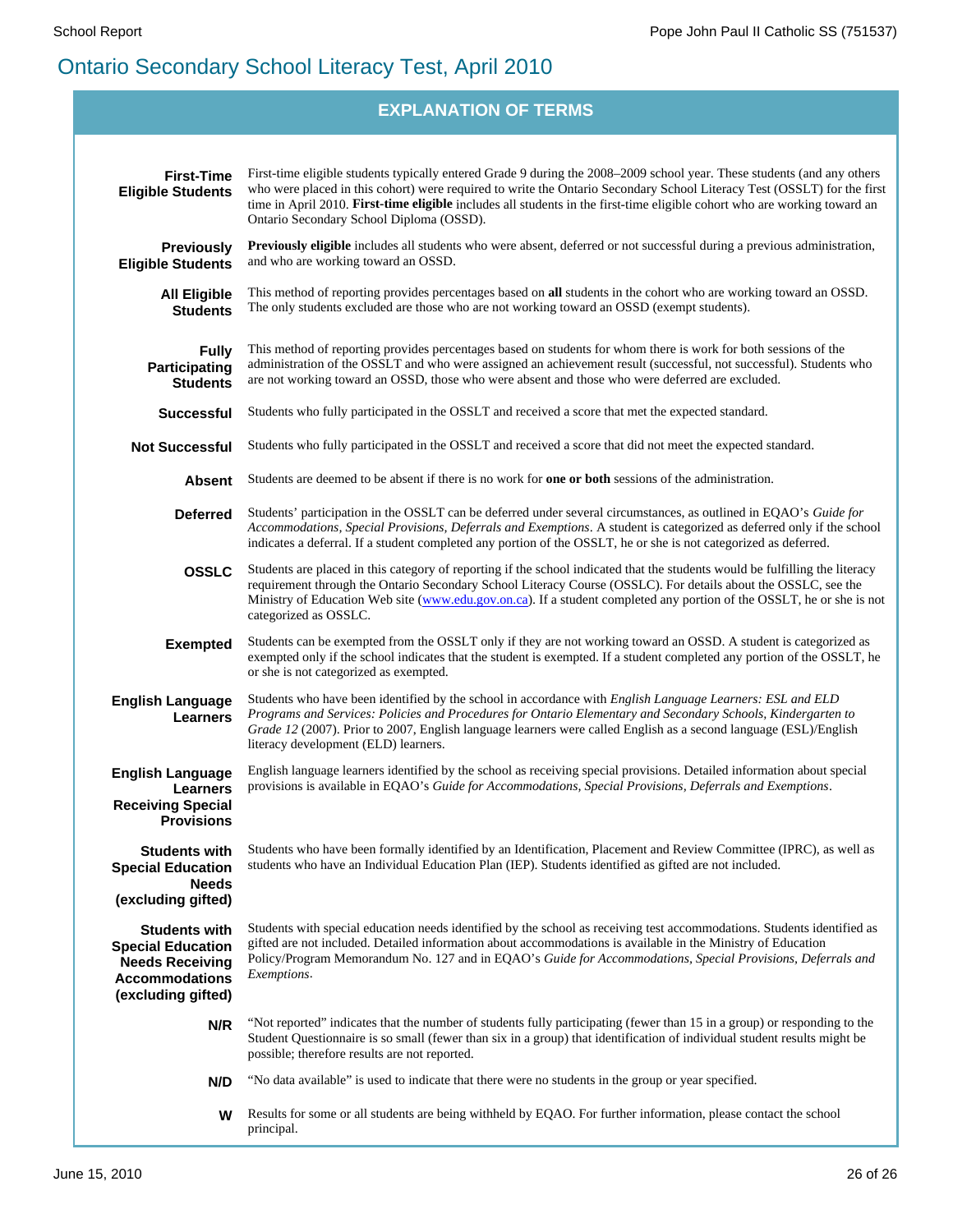# Ontario Secondary School Literacy Test, April 2010

## EXPLANATION OF TERMS

**First-Time Eligible Students** — First-time eligible students typically entered Grade 9 during the 2008–2009 school year. These students (and any others who were placed in this cohort) were required to write the Ontario Secondary School Literacy Test (OSSLT) for the first time in April 2010. **First-time eligible** includes all students in the first-time eligible cohort who are working toward an Ontario Secondary School Diploma (OSSD).

**Previously Eligible Students** — **Previously eligible** includes all students who were absent, deferred or not successful during a previous administration, and who are working toward an OSSD.

**All Eligible Students** — This method of reporting provides percentages based on **all** students in the cohort who are working toward an OSSD. The only students excluded are those who are not working toward an OSSD (exempt students).

**Fully Participating Students** — This method of reporting provides percentages based on students for whom there is work for both sessions of the administration of the OSSLT and who were assigned an achievement result (successful, not successful). Students who are not working toward an OSSD, those who were absent and those who were deferred are excluded.

**Successful** — Students who fully participated in the OSSLT and received a score that met the expected standard.

**Not Successful** — Students who fully participated in the OSSLT and received a score that did not meet the expected standard.

**Absent** — Students are deemed to be absent if there is no work for **one or both** sessions of the administration.

**Deferred** — Students' participation in the OSSLT can be deferred under several circumstances, as outlined in EQAO's *Guide for Accommodations, Special Provisions, Deferrals and Exemptions*. A student is categorized as deferred only if the school indicates a deferral. If a student completed any portion of the OSSLT, he or she is not categorized as deferred.

**OSSLC** — Students are placed in this category of reporting if the school indicated that the students would be fulfilling the literacy requirement through the Ontario Secondary School Literacy Course (OSSLC). For details about the OSSLC, see the Ministry of Education Web site (www.edu.gov.on.ca). If a student completed any portion of the OSSLT, he or she is not categorized as OSSLC.

**Exempted** — Students can be exempted from the OSSLT only if they are not working toward an OSSD. A student is categorized as exempted only if the school indicates that the student is exempted. If a student completed any portion of the OSSLT, he or she is not categorized as exempted.

**English Language Learners** — Students who have been identified by the school in accordance with *English Language Learners: ESL and ELD Programs and Services: Policies and Procedures for Ontario Elementary and Secondary Schools, Kindergarten to Grade 12* (2007). Prior to 2007, English language learners were called English as a second language (ESL)/English literacy development (ELD) learners.

**English Language Learners Receiving Special Provisions** — English language learners identified by the school as receiving special provisions. Detailed information about special provisions is available in EQAO's *Guide for Accommodations, Special Provisions, Deferrals and Exemptions*.

**Students with Special Education Needs (excluding gifted)** — Students who have been formally identified by an Identification, Placement and Review Committee (IPRC), as well as students who have an Individual Education Plan (IEP). Students identified as gifted are not included.

**Students with Special Education Needs Receiving Accommodations (excluding gifted)** — Students with special education needs identified by the school as receiving test accommodations. Students identified as gifted are not included. Detailed information about accommodations is available in the Ministry of Education Policy/Program Memorandum No. 127 and in EQAO's *Guide for Accommodations, Special Provisions, Deferrals and Exemptions*.

**N/R** — "Not reported" indicates that the number of students fully participating (fewer than 15 in a group) or responding to the Student Questionnaire is so small (fewer than six in a group) that identification of individual student results might be possible; therefore results are not reported.

**N/D** — "No data available" is used to indicate that there were no students in the group or year specified.

**W** — Results for some or all students are being withheld by EQAO. For further information, please contact the school principal.